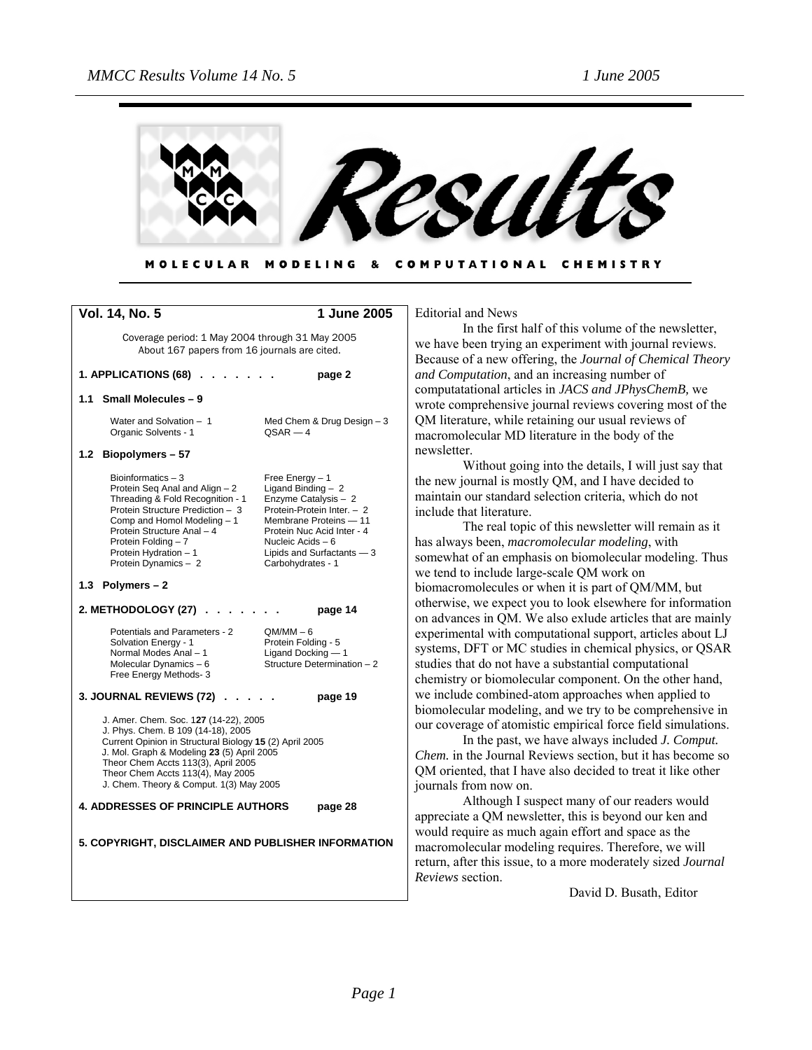# Results

MOLECULAR MODELING & COMPUTATIONAL CHEMISTRY

**Vol. 14, No. 5** **1 June 2005**

Coverage period: 1 May 2004 through 31 May 2005
About 167 papers from 16 journals are cited.

**1. APPLICATIONS (68) . . . . . . . page 2**

**1.1 Small Molecules – 9**

| | |
|---|---|
| Water and Solvation – 1 | Med Chem & Drug Design – 3 |
| Organic Solvents - 1 | QSAR — 4 |

**1.2 Biopolymers – 57**

| | |
|---|---|
| Bioinformatics – 3 | Free Energy – 1 |
| Protein Seq Anal and Align – 2 | Ligand Binding – 2 |
| Threading & Fold Recognition - 1 | Enzyme Catalysis – 2 |
| Protein Structure Prediction – 3 | Protein-Protein Inter. – 2 |
| Comp and Homol Modeling – 1 | Membrane Proteins — 11 |
| Protein Structure Anal – 4 | Protein Nuc Acid Inter - 4 |
| Protein Folding – 7 | Nucleic Acids – 6 |
| Protein Hydration – 1 | Lipids and Surfactants — 3 |
| Protein Dynamics – 2 | Carbohydrates - 1 |

**1.3 Polymers – 2**

**2. METHODOLOGY (27) . . . . . . . page 14**

| | |
|---|---|
| Potentials and Parameters - 2 | QM/MM – 6 |
| Solvation Energy - 1 | Protein Folding - 5 |
| Normal Modes Anal – 1 | Ligand Docking — 1 |
| Molecular Dynamics – 6 | Structure Determination – 2 |
| Free Energy Methods- 3 | |

**3. JOURNAL REVIEWS (72) . . . . . page 19**

J. Amer. Chem. Soc. 1**27** (14-22), 2005
J. Phys. Chem. B 109 (14-18), 2005
Current Opinion in Structural Biology **15** (2) April 2005
J. Mol. Graph & Modeling **23** (5) April 2005
Theor Chem Accts 113(3), April 2005
Theor Chem Accts 113(4), May 2005
J. Chem. Theory & Comput. 1(3) May 2005

**4. ADDRESSES OF PRINCIPLE AUTHORS page 28**

**5. COPYRIGHT, DISCLAIMER AND PUBLISHER INFORMATION**

Editorial and News

In the first half of this volume of the newsletter, we have been trying an experiment with journal reviews. Because of a new offering, the *Journal of Chemical Theory and Computation*, and an increasing number of computatational articles in *JACS and JPhysChemB,* we wrote comprehensive journal reviews covering most of the QM literature, while retaining our usual reviews of macromolecular MD literature in the body of the newsletter.

Without going into the details, I will just say that the new journal is mostly QM, and I have decided to maintain our standard selection criteria, which do not include that literature.

The real topic of this newsletter will remain as it has always been, *macromolecular modeling*, with somewhat of an emphasis on biomolecular modeling. Thus we tend to include large-scale QM work on biomacromolecules or when it is part of QM/MM, but otherwise, we expect you to look elsewhere for information on advances in QM. We also exlude articles that are mainly experimental with computational support, articles about LJ systems, DFT or MC studies in chemical physics, or QSAR studies that do not have a substantial computational chemistry or biomolecular component. On the other hand, we include combined-atom approaches when applied to biomolecular modeling, and we try to be comprehensive in our coverage of atomistic empirical force field simulations.

In the past, we have always included *J. Comput. Chem.* in the Journal Reviews section, but it has become so QM oriented, that I have also decided to treat it like other journals from now on.

Although I suspect many of our readers would appreciate a QM newsletter, this is beyond our ken and would require as much again effort and space as the macromolecular modeling requires. Therefore, we will return, after this issue, to a more moderately sized *Journal Reviews* section.

David D. Busath, Editor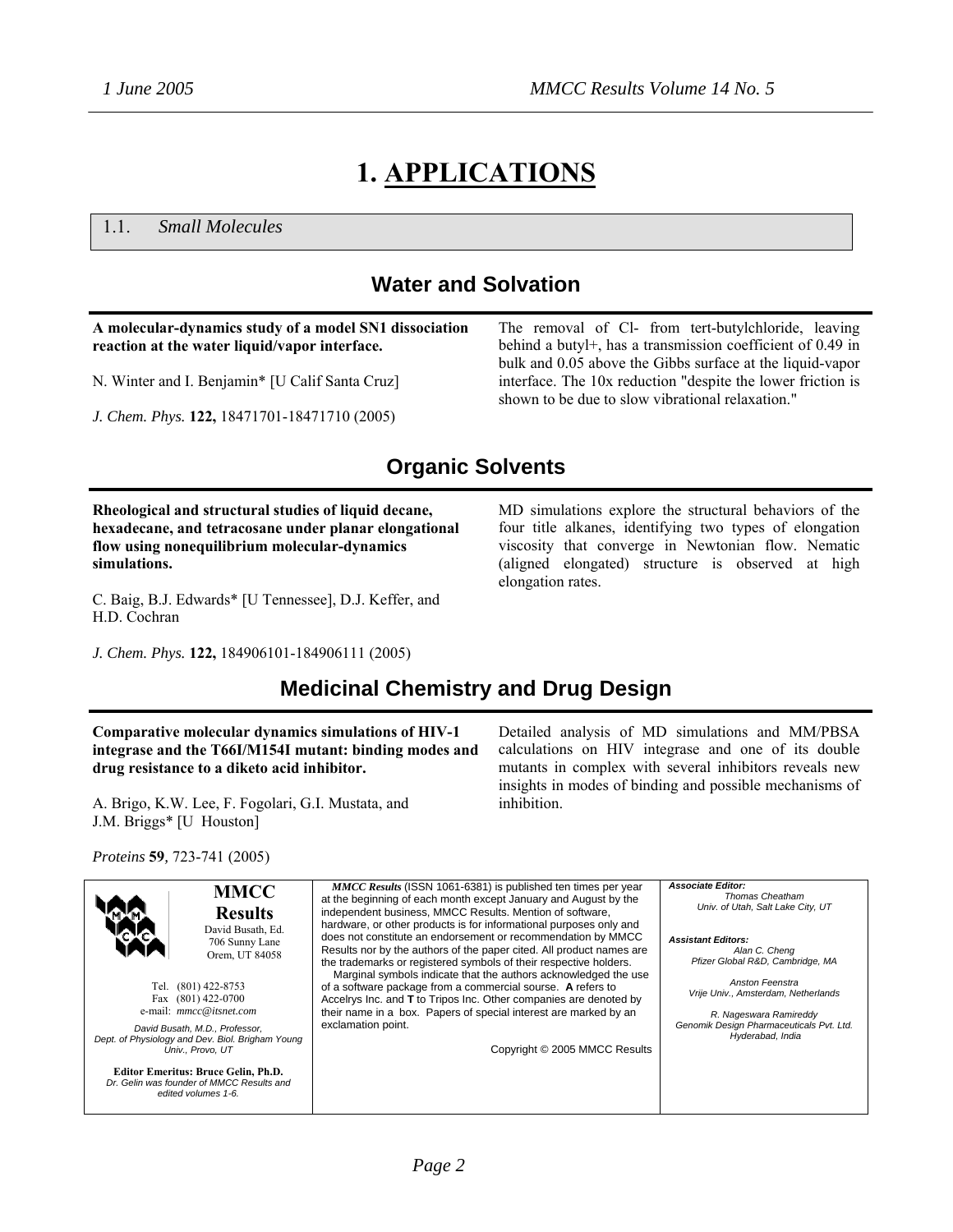# 1. APPLICATIONS

## 1.1. *Small Molecules*

### Water and Solvation

**A molecular-dynamics study of a model SN1 dissociation reaction at the water liquid/vapor interface.**

N. Winter and I. Benjamin* [U Calif Santa Cruz]

*J. Chem. Phys.* **122,** 18471701-18471710 (2005)

The removal of Cl- from tert-butylchloride, leaving behind a butyl+, has a transmission coefficient of 0.49 in bulk and 0.05 above the Gibbs surface at the liquid-vapor interface. The 10x reduction "despite the lower friction is shown to be due to slow vibrational relaxation."

### Organic Solvents

**Rheological and structural studies of liquid decane, hexadecane, and tetracosane under planar elongational flow using nonequilibrium molecular-dynamics simulations.**

C. Baig, B.J. Edwards* [U Tennessee], D.J. Keffer, and H.D. Cochran

*J. Chem. Phys.* **122,** 184906101-184906111 (2005)

MD simulations explore the structural behaviors of the four title alkanes, identifying two types of elongation viscosity that converge in Newtonian flow. Nematic (aligned elongated) structure is observed at high elongation rates.

### Medicinal Chemistry and Drug Design

**Comparative molecular dynamics simulations of HIV-1 integrase and the T66I/M154I mutant: binding modes and drug resistance to a diketo acid inhibitor.**

A. Brigo, K.W. Lee, F. Fogolari, G.I. Mustata, and J.M. Briggs* [U Houston]

*Proteins* **59**, 723-741 (2005)

Detailed analysis of MD simulations and MM/PBSA calculations on HIV integrase and one of its double mutants in complex with several inhibitors reveals new insights in modes of binding and possible mechanisms of inhibition.

---

**MMCC Results**
David Busath, Ed.
706 Sunny Lane
Orem, UT 84058

Tel. (801) 422-8753
Fax (801) 422-0700
e-mail: *mmcc@itsnet.com*

*David Busath, M.D., Professor, Dept. of Physiology and Dev. Biol. Brigham Young Univ., Provo, UT*

**Editor Emeritus: Bruce Gelin, Ph.D.**
*Dr. Gelin was founder of MMCC Results and edited volumes 1-6.*

***MMCC Results*** (ISSN 1061-6381) is published ten times per year at the beginning of each month except January and August by the independent business, MMCC Results. Mention of software, hardware, or other products is for informational purposes only and does not constitute an endorsement or recommendation by MMCC Results nor by the authors of the paper cited. All product names are the trademarks or registered symbols of their respective holders.
Marginal symbols indicate that the authors acknowledged the use of a software package from a commercial sourse. **A** refers to Accelrys Inc. and **T** to Tripos Inc. Other companies are denoted by their name in a box. Papers of special interest are marked by an exclamation point.

Copyright © 2005 MMCC Results

***Associate Editor:***
*Thomas Cheatham*
*Univ. of Utah, Salt Lake City, UT*

***Assistant Editors:***
*Alan C. Cheng*
*Pfizer Global R&D, Cambridge, MA*

*Anston Feenstra*
*Vrije Univ., Amsterdam, Netherlands*

*R. Nageswara Ramireddy*
*Genomik Design Pharmaceuticals Pvt. Ltd. Hyderabad, India*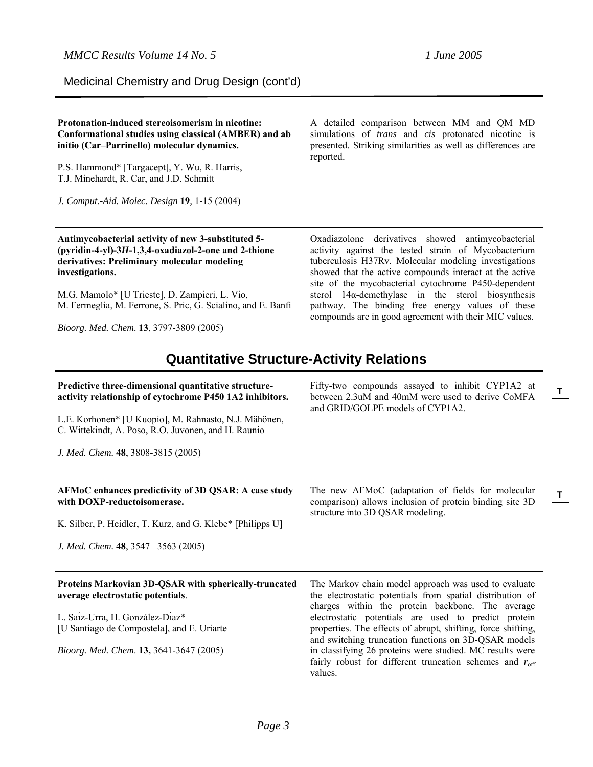## Medicinal Chemistry and Drug Design (cont'd)

**Protonation-induced stereoisomerism in nicotine: Conformational studies using classical (AMBER) and ab initio (Car–Parrinello) molecular dynamics.**

P.S. Hammond* [Targacept], Y. Wu, R. Harris, T.J. Minehardt, R. Car, and J.D. Schmitt

*J. Comput.-Aid. Molec. Design* **19**, 1-15 (2004)

A detailed comparison between MM and QM MD simulations of *trans* and *cis* protonated nicotine is presented. Striking similarities as well as differences are reported.

---

**Antimycobacterial activity of new 3-substituted 5-(pyridin-4-yl)-3*H*-1,3,4-oxadiazol-2-one and 2-thione derivatives: Preliminary molecular modeling investigations.**

M.G. Mamolo* [U Trieste], D. Zampieri, L. Vio, M. Fermeglia, M. Ferrone, S. Pric, G. Scialino, and E. Banfi

*Bioorg. Med. Chem.* **13**, 3797-3809 (2005)

Oxadiazolone derivatives showed antimycobacterial activity against the tested strain of Mycobacterium tuberculosis H37Rv. Molecular modeling investigations showed that the active compounds interact at the active site of the mycobacterial cytochrome P450-dependent sterol 14α-demethylase in the sterol biosynthesis pathway. The binding free energy values of these compounds are in good agreement with their MIC values.

# Quantitative Structure-Activity Relations

**Predictive three-dimensional quantitative structure-activity relationship of cytochrome P450 1A2 inhibitors.**

L.E. Korhonen* [U Kuopio], M. Rahnasto, N.J. Mähönen, C. Wittekindt, A. Poso, R.O. Juvonen, and H. Raunio

*J. Med. Chem.* **48**, 3808-3815 (2005)

Fifty-two compounds assayed to inhibit CYP1A2 at between 2.3uM and 40mM were used to derive CoMFA and GRID/GOLPE models of CYP1A2.

**T**

---

**AFMoC enhances predictivity of 3D QSAR: A case study with DOXP-reductoisomerase.**

K. Silber, P. Heidler, T. Kurz, and G. Klebe* [Philipps U]

*J. Med. Chem.* **48**, 3547 –3563 (2005)

The new AFMoC (adaptation of fields for molecular comparison) allows inclusion of protein binding site 3D structure into 3D QSAR modeling.

**T**

---

**Proteins Markovian 3D-QSAR with spherically-truncated average electrostatic potentials**.

L. Saíz-Urra, H. González-Díaz* [U Santiago de Compostela], and E. Uriarte

*Bioorg. Med. Chem.* **13,** 3641-3647 (2005)

The Markov chain model approach was used to evaluate the electrostatic potentials from spatial distribution of charges within the protein backbone. The average electrostatic potentials are used to predict protein properties. The effects of abrupt, shifting, force shifting, and switching truncation functions on 3D-QSAR models in classifying 26 proteins were studied. MC results were fairly robust for different truncation schemes and $r_{off}$ values.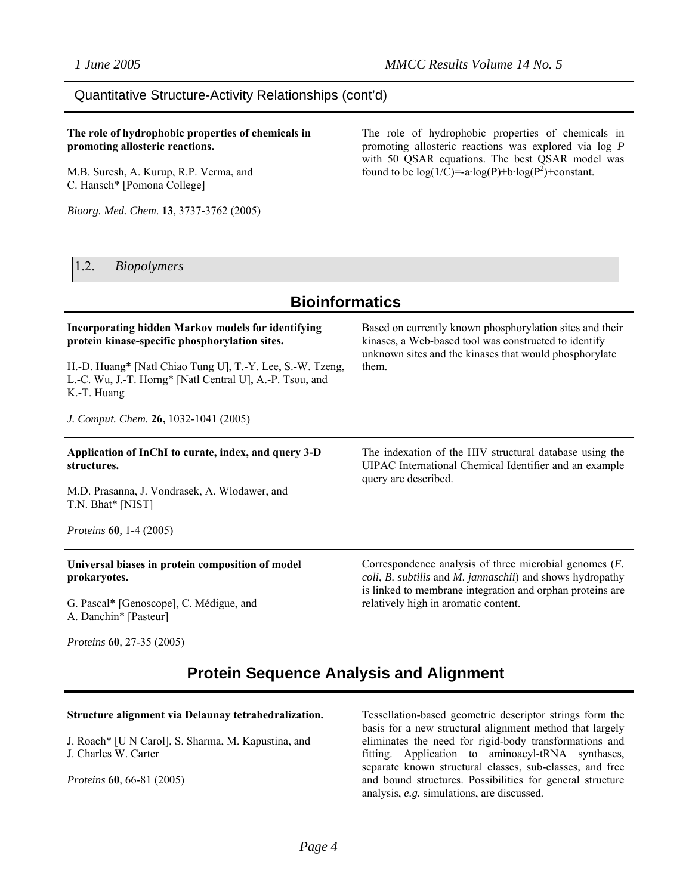## Quantitative Structure-Activity Relationships (cont'd)

**The role of hydrophobic properties of chemicals in promoting allosteric reactions.**

M.B. Suresh, A. Kurup, R.P. Verma, and C. Hansch* [Pomona College]

*Bioorg. Med. Chem.* **13**, 3737-3762 (2005)

The role of hydrophobic properties of chemicals in promoting allosteric reactions was explored via log *P* with 50 QSAR equations. The best QSAR model was found to be $\log(1/C) = -a \cdot \log(P) + b \cdot \log(P^2) + \text{constant}$.

### 1.2. *Biopolymers*

## Bioinformatics

**Incorporating hidden Markov models for identifying protein kinase-specific phosphorylation sites.**

H.-D. Huang* [Natl Chiao Tung U], T.-Y. Lee, S.-W. Tzeng, L.-C. Wu, J.-T. Horng* [Natl Central U], A.-P. Tsou, and K.-T. Huang

*J. Comput. Chem.* **26,** 1032-1041 (2005)

Based on currently known phosphorylation sites and their kinases, a Web-based tool was constructed to identify unknown sites and the kinases that would phosphorylate them.

---

**Application of InChI to curate, index, and query 3-D structures.**

M.D. Prasanna, J. Vondrasek, A. Wlodawer, and T.N. Bhat* [NIST]

*Proteins* **60**, 1-4 (2005)

The indexation of the HIV structural database using the UIPAC International Chemical Identifier and an example query are described.

---

**Universal biases in protein composition of model prokaryotes.**

G. Pascal* [Genoscope], C. Médigue, and A. Danchin* [Pasteur]

*Proteins* **60**, 27-35 (2005)

Correspondence analysis of three microbial genomes (*E. coli*, *B. subtilis* and *M. jannaschii*) and shows hydropathy is linked to membrane integration and orphan proteins are relatively high in aromatic content.

## Protein Sequence Analysis and Alignment

**Structure alignment via Delaunay tetrahedralization.**

J. Roach* [U N Carol], S. Sharma, M. Kapustina, and J. Charles W. Carter

*Proteins* **60**, 66-81 (2005)

Tessellation-based geometric descriptor strings form the basis for a new structural alignment method that largely eliminates the need for rigid-body transformations and fitting. Application to aminoacyl-tRNA synthases, separate known structural classes, sub-classes, and free and bound structures. Possibilities for general structure analysis, *e.g.* simulations, are discussed.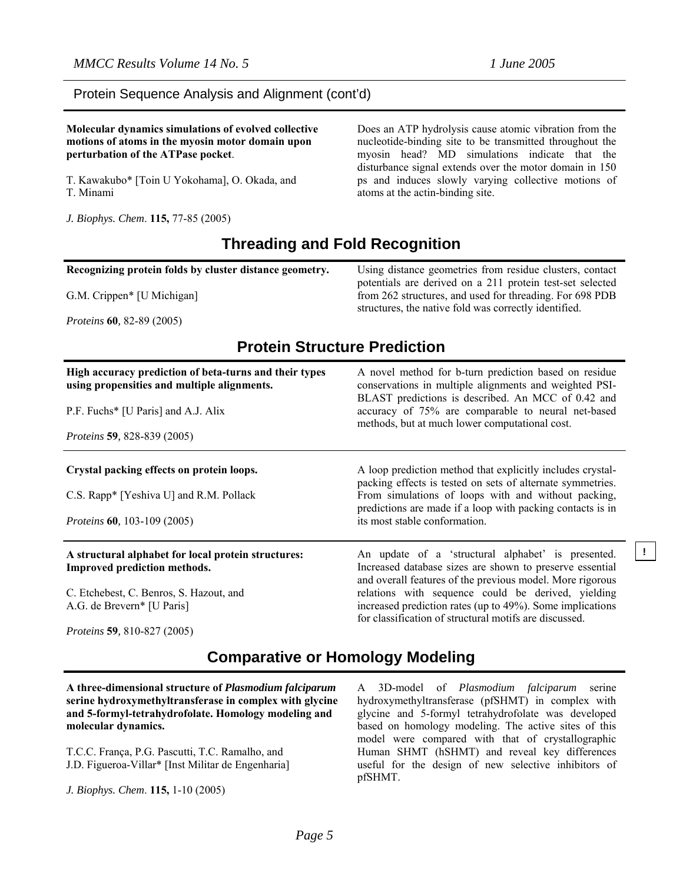## Protein Sequence Analysis and Alignment (cont'd)

**Molecular dynamics simulations of evolved collective motions of atoms in the myosin motor domain upon perturbation of the ATPase pocket**.

T. Kawakubo* [Toin U Yokohama], O. Okada, and T. Minami

*J. Biophys. Chem*. **115,** 77-85 (2005)

Does an ATP hydrolysis cause atomic vibration from the nucleotide-binding site to be transmitted throughout the myosin head? MD simulations indicate that the disturbance signal extends over the motor domain in 150 ps and induces slowly varying collective motions of atoms at the actin-binding site.

# Threading and Fold Recognition

**Recognizing protein folds by cluster distance geometry.**

G.M. Crippen* [U Michigan]

*Proteins* **60**, 82-89 (2005)

Using distance geometries from residue clusters, contact potentials are derived on a 211 protein test-set selected from 262 structures, and used for threading. For 698 PDB structures, the native fold was correctly identified.

# Protein Structure Prediction

**High accuracy prediction of beta-turns and their types using propensities and multiple alignments.**

P.F. Fuchs* [U Paris] and A.J. Alix

*Proteins* **59**, 828-839 (2005)

A novel method for b-turn prediction based on residue conservations in multiple alignments and weighted PSI-BLAST predictions is described. An MCC of 0.42 and accuracy of 75% are comparable to neural net-based methods, but at much lower computational cost.

---

**Crystal packing effects on protein loops.**

C.S. Rapp* [Yeshiva U] and R.M. Pollack

*Proteins* **60**, 103-109 (2005)

A loop prediction method that explicitly includes crystal-packing effects is tested on sets of alternate symmetries. From simulations of loops with and without packing, predictions are made if a loop with packing contacts is in its most stable conformation.

---

**A structural alphabet for local protein structures: Improved prediction methods.**

C. Etchebest, C. Benros, S. Hazout, and A.G. de Brevern* [U Paris]

*Proteins* **59**, 810-827 (2005)

! An update of a 'structural alphabet' is presented. Increased database sizes are shown to preserve essential and overall features of the previous model. More rigorous relations with sequence could be derived, yielding increased prediction rates (up to 49%). Some implications for classification of structural motifs are discussed.

# Comparative or Homology Modeling

**A three-dimensional structure of *Plasmodium falciparum* serine hydroxymethyltransferase in complex with glycine and 5-formyl-tetrahydrofolate. Homology modeling and molecular dynamics.**

T.C.C. França, P.G. Pascutti, T.C. Ramalho, and J.D. Figueroa-Villar* [Inst Militar de Engenharia]

*J. Biophys. Chem*. **115,** 1-10 (2005)

A 3D-model of *Plasmodium falciparum* serine hydroxymethyltransferase (pfSHMT) in complex with glycine and 5-formyl tetrahydrofolate was developed based on homology modeling. The active sites of this model were compared with that of crystallographic Human SHMT (hSHMT) and reveal key differences useful for the design of new selective inhibitors of pfSHMT.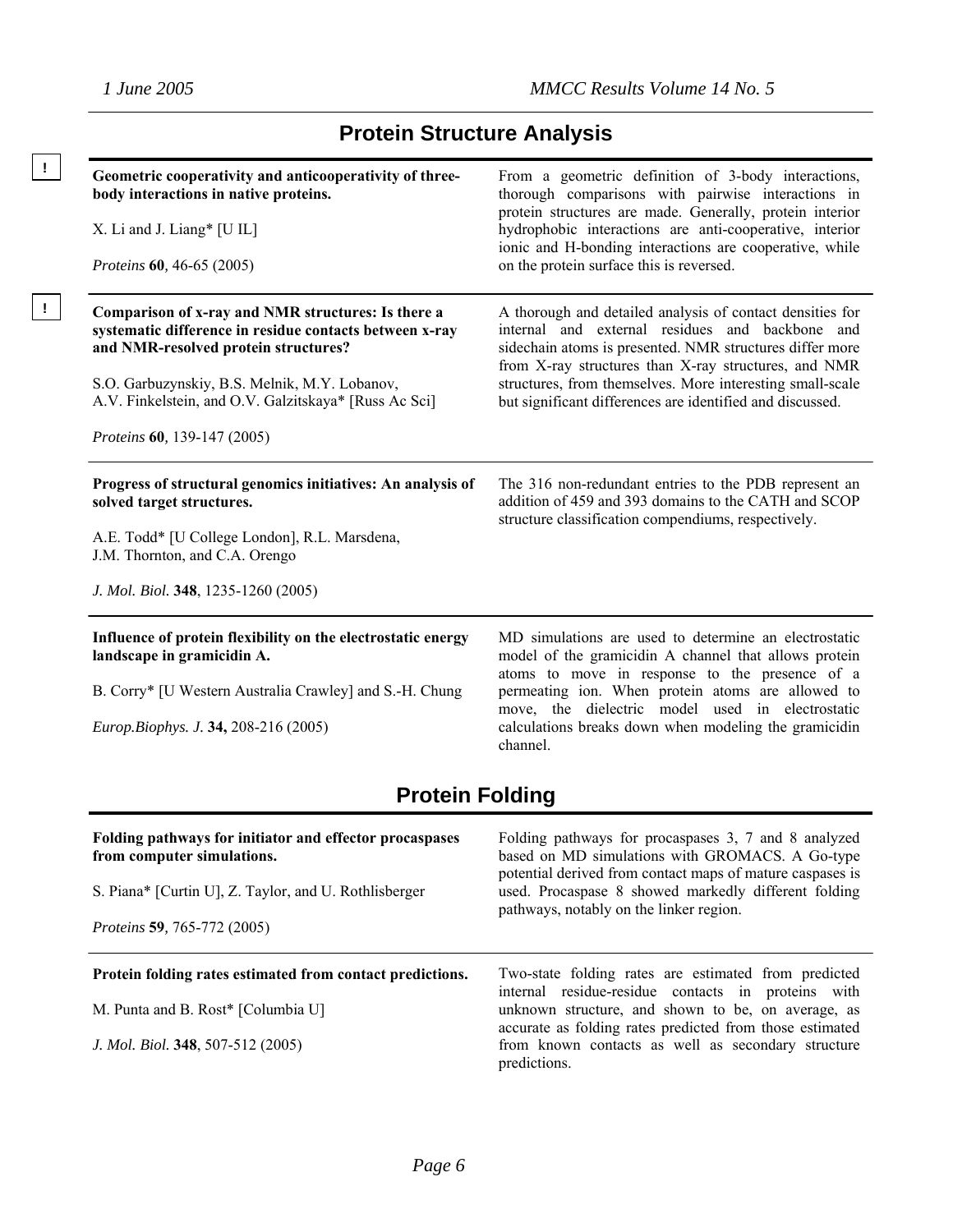## Protein Structure Analysis

!

**Geometric cooperativity and anticooperativity of three-body interactions in native proteins.**

X. Li and J. Liang* [U IL]

*Proteins* **60**, 46-65 (2005)

From a geometric definition of 3-body interactions, thorough comparisons with pairwise interactions in protein structures are made. Generally, protein interior hydrophobic interactions are anti-cooperative, interior ionic and H-bonding interactions are cooperative, while on the protein surface this is reversed.

---

!

**Comparison of x-ray and NMR structures: Is there a systematic difference in residue contacts between x-ray and NMR-resolved protein structures?**

S.O. Garbuzynskiy, B.S. Melnik, M.Y. Lobanov, A.V. Finkelstein, and O.V. Galzitskaya* [Russ Ac Sci]

*Proteins* **60**, 139-147 (2005)

A thorough and detailed analysis of contact densities for internal and external residues and backbone and sidechain atoms is presented. NMR structures differ more from X-ray structures than X-ray structures, and NMR structures, from themselves. More interesting small-scale but significant differences are identified and discussed.

---

**Progress of structural genomics initiatives: An analysis of solved target structures.**

A.E. Todd* [U College London], R.L. Marsdena, J.M. Thornton, and C.A. Orengo

*J. Mol. Biol.* **348**, 1235-1260 (2005)

The 316 non-redundant entries to the PDB represent an addition of 459 and 393 domains to the CATH and SCOP structure classification compendiums, respectively.

---

**Influence of protein flexibility on the electrostatic energy landscape in gramicidin A.**

B. Corry* [U Western Australia Crawley] and S.-H. Chung

*Europ.Biophys. J.* **34,** 208-216 (2005)

MD simulations are used to determine an electrostatic model of the gramicidin A channel that allows protein atoms to move in response to the presence of a permeating ion. When protein atoms are allowed to move, the dielectric model used in electrostatic calculations breaks down when modeling the gramicidin channel.

## Protein Folding

**Folding pathways for initiator and effector procaspases from computer simulations.**

S. Piana* [Curtin U], Z. Taylor, and U. Rothlisberger

*Proteins* **59**, 765-772 (2005)

Folding pathways for procaspases 3, 7 and 8 analyzed based on MD simulations with GROMACS. A Go-type potential derived from contact maps of mature caspases is used. Procaspase 8 showed markedly different folding pathways, notably on the linker region.

---

**Protein folding rates estimated from contact predictions.**

M. Punta and B. Rost* [Columbia U]

*J. Mol. Biol.* **348**, 507-512 (2005)

Two-state folding rates are estimated from predicted internal residue-residue contacts in proteins with unknown structure, and shown to be, on average, as accurate as folding rates predicted from those estimated from known contacts as well as secondary structure predictions.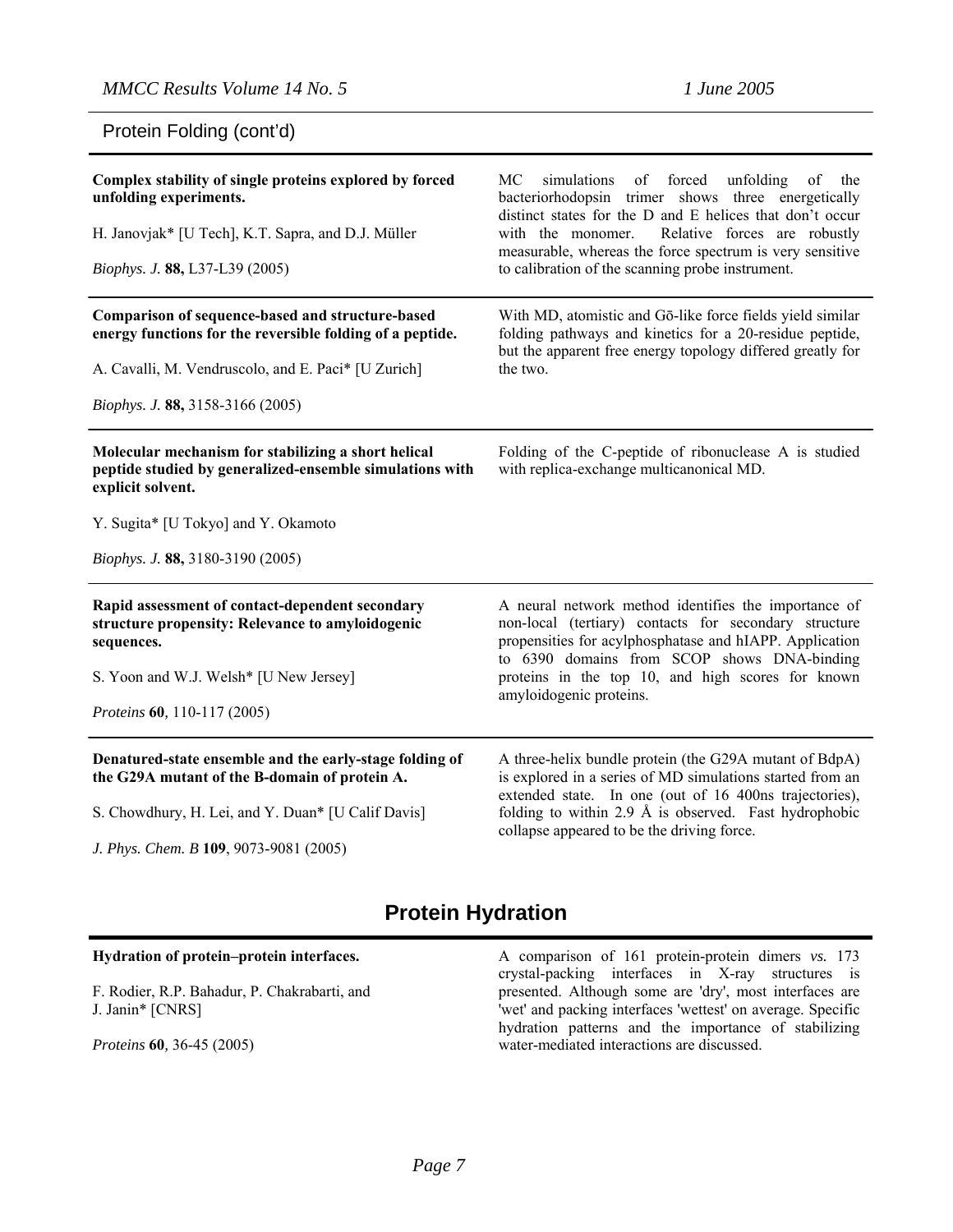Protein Folding (cont'd)

---

**Complex stability of single proteins explored by forced unfolding experiments.**

H. Janovjak* [U Tech], K.T. Sapra, and D.J. Müller

*Biophys. J.* **88,** L37-L39 (2005)

MC simulations of forced unfolding of the bacteriorhodopsin trimer shows three energetically distinct states for the D and E helices that don't occur with the monomer. Relative forces are robustly measurable, whereas the force spectrum is very sensitive to calibration of the scanning probe instrument.

---

**Comparison of sequence-based and structure-based energy functions for the reversible folding of a peptide.**

A. Cavalli, M. Vendruscolo, and E. Paci* [U Zurich]

*Biophys. J.* **88,** 3158-3166 (2005)

With MD, atomistic and Gō-like force fields yield similar folding pathways and kinetics for a 20-residue peptide, but the apparent free energy topology differed greatly for the two.

---

**Molecular mechanism for stabilizing a short helical peptide studied by generalized-ensemble simulations with explicit solvent.**

Y. Sugita* [U Tokyo] and Y. Okamoto

*Biophys. J.* **88,** 3180-3190 (2005)

Folding of the C-peptide of ribonuclease A is studied with replica-exchange multicanonical MD.

---

**Rapid assessment of contact-dependent secondary structure propensity: Relevance to amyloidogenic sequences.**

S. Yoon and W.J. Welsh* [U New Jersey]

*Proteins* **60**, 110-117 (2005)

A neural network method identifies the importance of non-local (tertiary) contacts for secondary structure propensities for acylphosphatase and hIAPP. Application to 6390 domains from SCOP shows DNA-binding proteins in the top 10, and high scores for known amyloidogenic proteins.

---

**Denatured-state ensemble and the early-stage folding of the G29A mutant of the B-domain of protein A.**

S. Chowdhury, H. Lei, and Y. Duan* [U Calif Davis]

*J. Phys. Chem. B* **109**, 9073-9081 (2005)

A three-helix bundle protein (the G29A mutant of BdpA) is explored in a series of MD simulations started from an extended state. In one (out of 16 400ns trajectories), folding to within 2.9 Å is observed. Fast hydrophobic collapse appeared to be the driving force.

# Protein Hydration

---

**Hydration of protein–protein interfaces.**

F. Rodier, R.P. Bahadur, P. Chakrabarti, and J. Janin* [CNRS]

*Proteins* **60**, 36-45 (2005)

A comparison of 161 protein-protein dimers *vs.* 173 crystal-packing interfaces in X-ray structures is presented. Although some are 'dry', most interfaces are 'wet' and packing interfaces 'wettest' on average. Specific hydration patterns and the importance of stabilizing water-mediated interactions are discussed.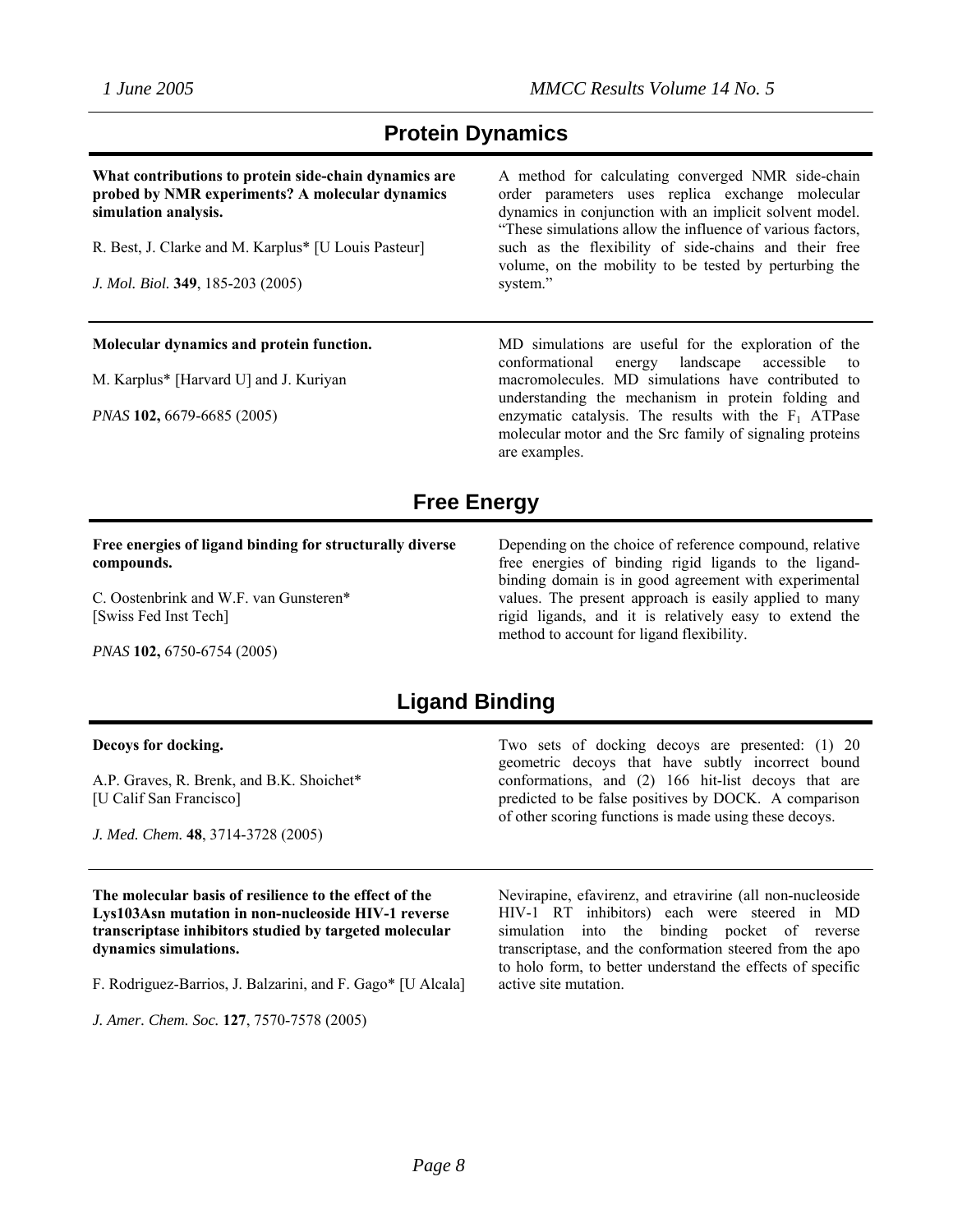## Protein Dynamics

**What contributions to protein side-chain dynamics are probed by NMR experiments? A molecular dynamics simulation analysis.**

R. Best, J. Clarke and M. Karplus* [U Louis Pasteur]

*J. Mol. Biol.* **349**, 185-203 (2005)

A method for calculating converged NMR side-chain order parameters uses replica exchange molecular dynamics in conjunction with an implicit solvent model. "These simulations allow the influence of various factors, such as the flexibility of side-chains and their free volume, on the mobility to be tested by perturbing the system."

---

**Molecular dynamics and protein function.**

M. Karplus* [Harvard U] and J. Kuriyan

*PNAS* **102,** 6679-6685 (2005)

MD simulations are useful for the exploration of the conformational energy landscape accessible to macromolecules. MD simulations have contributed to understanding the mechanism in protein folding and enzymatic catalysis. The results with the $F_1$ ATPase molecular motor and the Src family of signaling proteins are examples.

## Free Energy

**Free energies of ligand binding for structurally diverse compounds.**

C. Oostenbrink and W.F. van Gunsteren* [Swiss Fed Inst Tech]

*PNAS* **102,** 6750-6754 (2005)

Depending on the choice of reference compound, relative free energies of binding rigid ligands to the ligand-binding domain is in good agreement with experimental values. The present approach is easily applied to many rigid ligands, and it is relatively easy to extend the method to account for ligand flexibility.

## Ligand Binding

**Decoys for docking.**

A.P. Graves, R. Brenk, and B.K. Shoichet* [U Calif San Francisco]

*J. Med. Chem.* **48**, 3714-3728 (2005)

Two sets of docking decoys are presented: (1) 20 geometric decoys that have subtly incorrect bound conformations, and (2) 166 hit-list decoys that are predicted to be false positives by DOCK. A comparison of other scoring functions is made using these decoys.

---

**The molecular basis of resilience to the effect of the Lys103Asn mutation in non-nucleoside HIV-1 reverse transcriptase inhibitors studied by targeted molecular dynamics simulations.**

F. Rodriguez-Barrios, J. Balzarini, and F. Gago* [U Alcala]

*J. Amer. Chem. Soc.* **127**, 7570-7578 (2005)

Nevirapine, efavirenz, and etravirine (all non-nucleoside HIV-1 RT inhibitors) each were steered in MD simulation into the binding pocket of reverse transcriptase, and the conformation steered from the apo to holo form, to better understand the effects of specific active site mutation.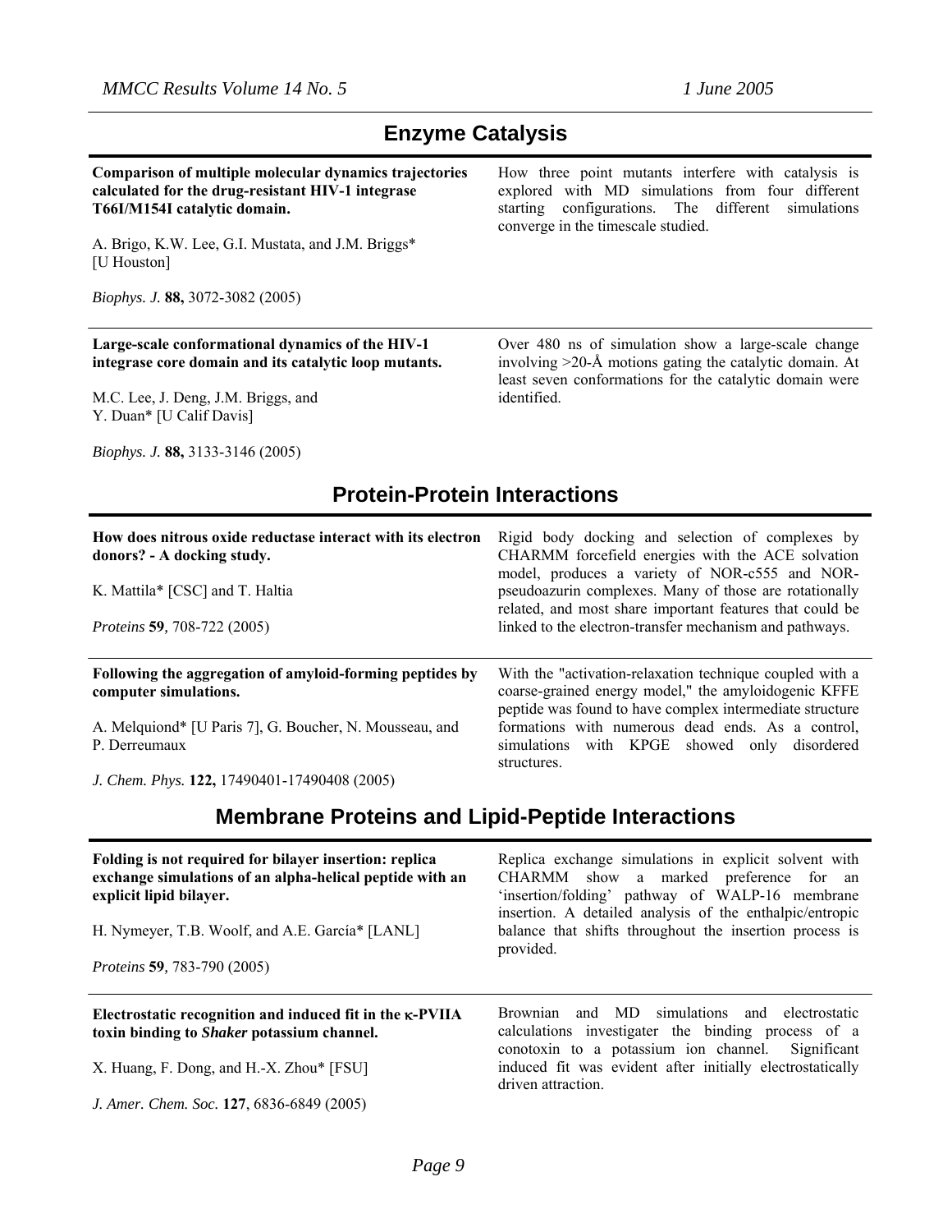## Enzyme Catalysis

**Comparison of multiple molecular dynamics trajectories calculated for the drug-resistant HIV-1 integrase T66I/M154I catalytic domain.**

A. Brigo, K.W. Lee, G.I. Mustata, and J.M. Briggs* [U Houston]

*Biophys. J.* **88,** 3072-3082 (2005)

How three point mutants interfere with catalysis is explored with MD simulations from four different starting configurations. The different simulations converge in the timescale studied.

---

**Large-scale conformational dynamics of the HIV-1 integrase core domain and its catalytic loop mutants.**

M.C. Lee, J. Deng, J.M. Briggs, and Y. Duan* [U Calif Davis]

*Biophys. J.* **88,** 3133-3146 (2005)

Over 480 ns of simulation show a large-scale change involving >20-Å motions gating the catalytic domain. At least seven conformations for the catalytic domain were identified.

## Protein-Protein Interactions

**How does nitrous oxide reductase interact with its electron donors? - A docking study.**

K. Mattila* [CSC] and T. Haltia

*Proteins* **59**, 708-722 (2005)

Rigid body docking and selection of complexes by CHARMM forcefield energies with the ACE solvation model, produces a variety of NOR-c555 and NOR-pseudoazurin complexes. Many of those are rotationally related, and most share important features that could be linked to the electron-transfer mechanism and pathways.

---

**Following the aggregation of amyloid-forming peptides by computer simulations.**

A. Melquiond* [U Paris 7], G. Boucher, N. Mousseau, and P. Derreumaux

*J. Chem. Phys.* **122,** 17490401-17490408 (2005)

With the "activation-relaxation technique coupled with a coarse-grained energy model," the amyloidogenic KFFE peptide was found to have complex intermediate structure formations with numerous dead ends. As a control, simulations with KPGE showed only disordered structures.

## Membrane Proteins and Lipid-Peptide Interactions

**Folding is not required for bilayer insertion: replica exchange simulations of an alpha-helical peptide with an explicit lipid bilayer.**

H. Nymeyer, T.B. Woolf, and A.E. García* [LANL]

*Proteins* **59**, 783-790 (2005)

Replica exchange simulations in explicit solvent with CHARMM show a marked preference for an 'insertion/folding' pathway of WALP-16 membrane insertion. A detailed analysis of the enthalpic/entropic balance that shifts throughout the insertion process is provided.

---

**Electrostatic recognition and induced fit in the κ-PVIIA toxin binding to *Shaker* potassium channel.**

X. Huang, F. Dong, and H.-X. Zhou* [FSU]

*J. Amer. Chem. Soc.* **127**, 6836-6849 (2005)

Brownian and MD simulations and electrostatic calculations investigater the binding process of a conotoxin to a potassium ion channel. Significant induced fit was evident after initially electrostatically driven attraction.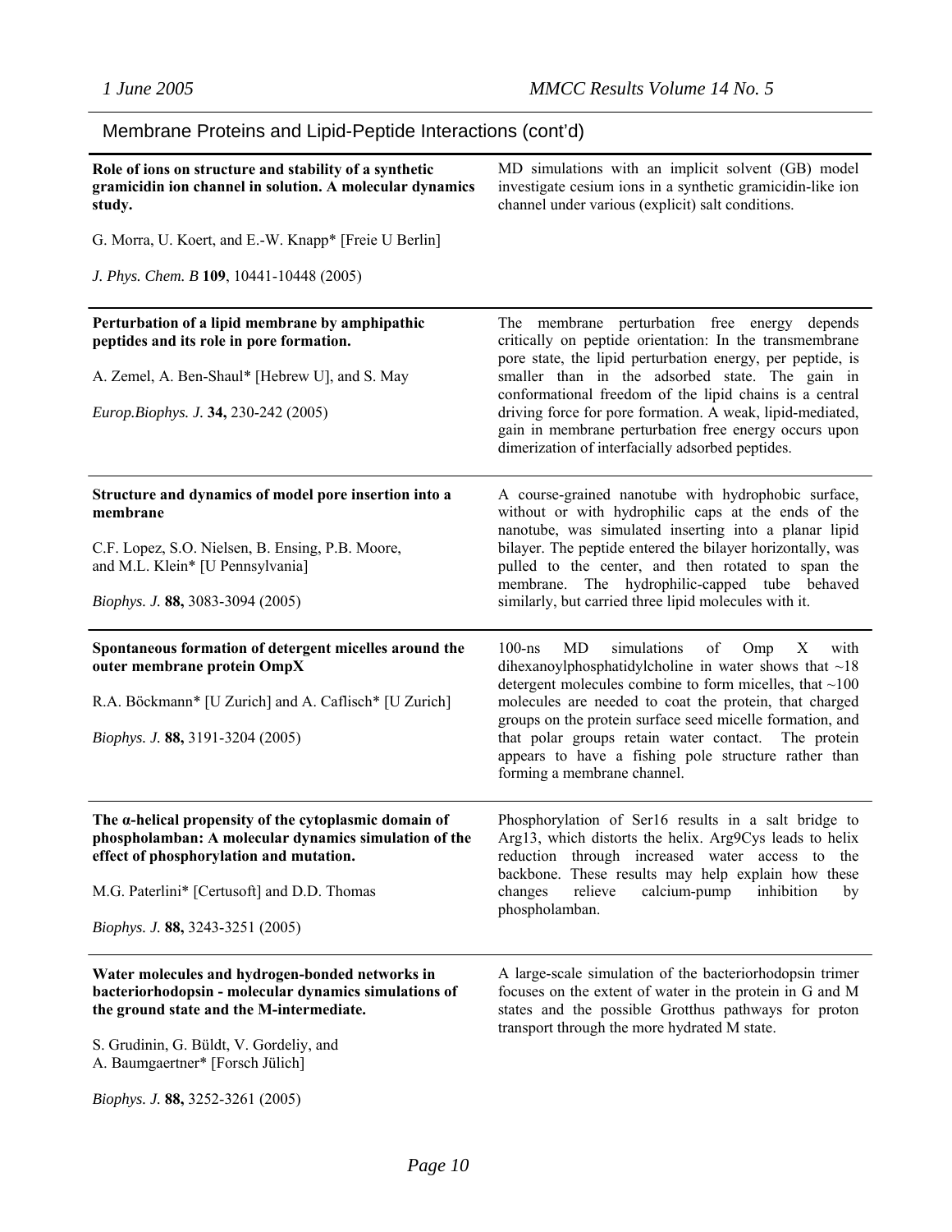## Membrane Proteins and Lipid-Peptide Interactions (cont'd)

**Role of ions on structure and stability of a synthetic gramicidin ion channel in solution. A molecular dynamics study.**

G. Morra, U. Koert, and E.-W. Knapp* [Freie U Berlin]

*J. Phys. Chem. B* **109**, 10441-10448 (2005)

MD simulations with an implicit solvent (GB) model investigate cesium ions in a synthetic gramicidin-like ion channel under various (explicit) salt conditions.

---

**Perturbation of a lipid membrane by amphipathic peptides and its role in pore formation.**

A. Zemel, A. Ben-Shaul* [Hebrew U], and S. May

*Europ.Biophys. J.* **34,** 230-242 (2005)

The membrane perturbation free energy depends critically on peptide orientation: In the transmembrane pore state, the lipid perturbation energy, per peptide, is smaller than in the adsorbed state. The gain in conformational freedom of the lipid chains is a central driving force for pore formation. A weak, lipid-mediated, gain in membrane perturbation free energy occurs upon dimerization of interfacially adsorbed peptides.

---

**Structure and dynamics of model pore insertion into a membrane**

C.F. Lopez, S.O. Nielsen, B. Ensing, P.B. Moore, and M.L. Klein* [U Pennsylvania]

*Biophys. J.* **88,** 3083-3094 (2005)

A course-grained nanotube with hydrophobic surface, without or with hydrophilic caps at the ends of the nanotube, was simulated inserting into a planar lipid bilayer. The peptide entered the bilayer horizontally, was pulled to the center, and then rotated to span the membrane. The hydrophilic-capped tube behaved similarly, but carried three lipid molecules with it.

---

**Spontaneous formation of detergent micelles around the outer membrane protein OmpX**

R.A. Böckmann* [U Zurich] and A. Caflisch* [U Zurich]

*Biophys. J.* **88,** 3191-3204 (2005)

100-ns MD simulations of Omp X with dihexanoylphosphatidylcholine in water shows that ~18 detergent molecules combine to form micelles, that ~100 molecules are needed to coat the protein, that charged groups on the protein surface seed micelle formation, and that polar groups retain water contact. The protein appears to have a fishing pole structure rather than forming a membrane channel.

---

**The α-helical propensity of the cytoplasmic domain of phospholamban: A molecular dynamics simulation of the effect of phosphorylation and mutation.**

M.G. Paterlini* [Certusoft] and D.D. Thomas

*Biophys. J.* **88,** 3243-3251 (2005)

Phosphorylation of Ser16 results in a salt bridge to Arg13, which distorts the helix. Arg9Cys leads to helix reduction through increased water access to the backbone. These results may help explain how these changes relieve calcium-pump inhibition by phospholamban.

---

**Water molecules and hydrogen-bonded networks in bacteriorhodopsin - molecular dynamics simulations of the ground state and the M-intermediate.**

S. Grudinin, G. Büldt, V. Gordeliy, and A. Baumgaertner* [Forsch Jülich]

*Biophys. J.* **88,** 3252-3261 (2005)

A large-scale simulation of the bacteriorhodopsin trimer focuses on the extent of water in the protein in G and M states and the possible Grotthus pathways for proton transport through the more hydrated M state.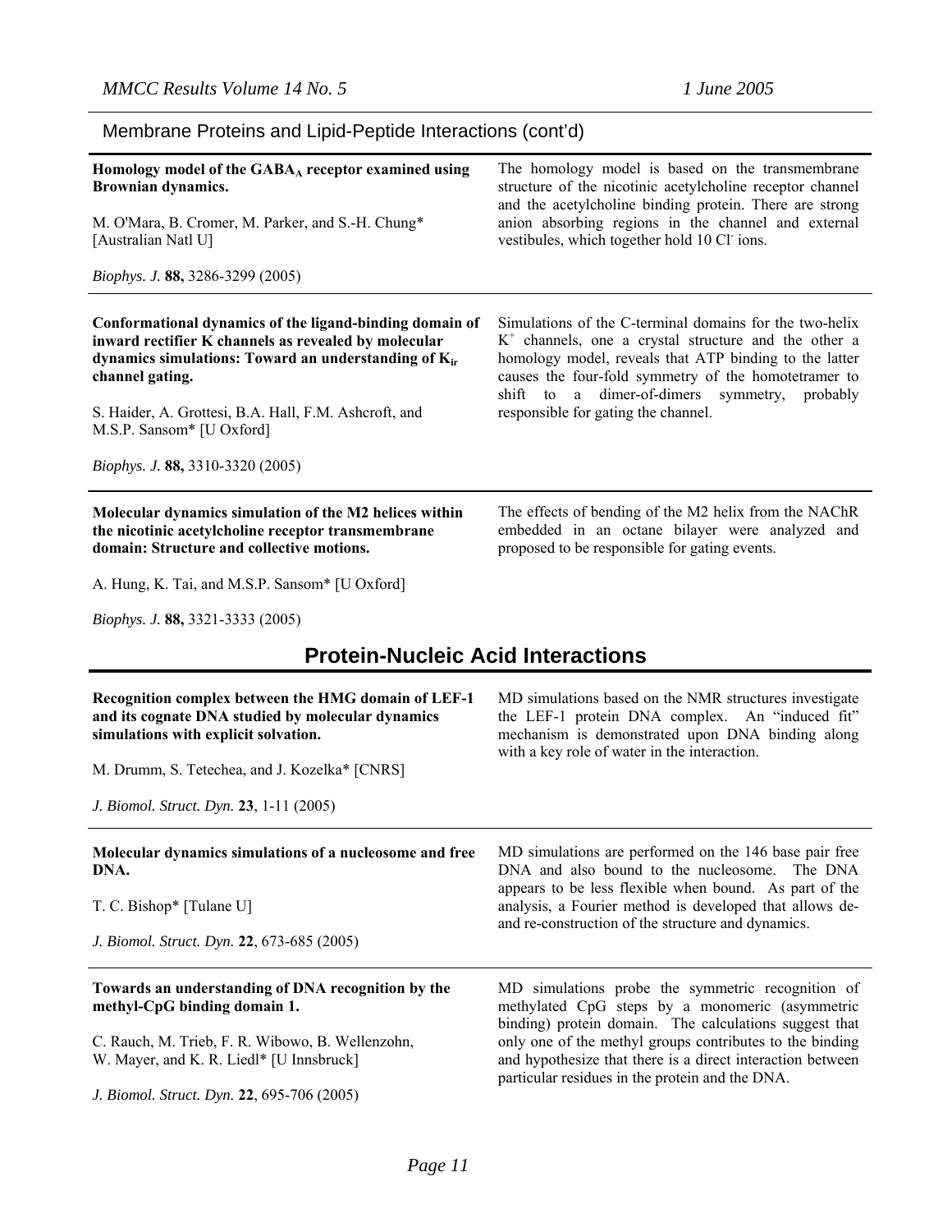## Membrane Proteins and Lipid-Peptide Interactions (cont'd)

**Homology model of the $GABA_A$ receptor examined using Brownian dynamics.**

M. O'Mara, B. Cromer, M. Parker, and S.-H. Chung* [Australian Natl U]

*Biophys. J.* **88,** 3286-3299 (2005)

The homology model is based on the transmembrane structure of the nicotinic acetylcholine receptor channel and the acetylcholine binding protein. There are strong anion absorbing regions in the channel and external vestibules, which together hold 10 $Cl^-$ ions.

---

**Conformational dynamics of the ligand-binding domain of inward rectifier K channels as revealed by molecular dynamics simulations: Toward an understanding of $K_{ir}$ channel gating.**

S. Haider, A. Grottesi, B.A. Hall, F.M. Ashcroft, and M.S.P. Sansom* [U Oxford]

*Biophys. J.* **88,** 3310-3320 (2005)

Simulations of the C-terminal domains for the two-helix $K^+$ channels, one a crystal structure and the other a homology model, reveals that ATP binding to the latter causes the four-fold symmetry of the homotetramer to shift to a dimer-of-dimers symmetry, probably responsible for gating the channel.

---

**Molecular dynamics simulation of the M2 helices within the nicotinic acetylcholine receptor transmembrane domain: Structure and collective motions.**

A. Hung, K. Tai, and M.S.P. Sansom* [U Oxford]

*Biophys. J.* **88,** 3321-3333 (2005)

The effects of bending of the M2 helix from the NAChR embedded in an octane bilayer were analyzed and proposed to be responsible for gating events.

# Protein-Nucleic Acid Interactions

**Recognition complex between the HMG domain of LEF-1 and its cognate DNA studied by molecular dynamics simulations with explicit solvation.**

M. Drumm, S. Tetechea, and J. Kozelka* [CNRS]

*J. Biomol. Struct. Dyn.* **23**, 1-11 (2005)

MD simulations based on the NMR structures investigate the LEF-1 protein DNA complex. An "induced fit" mechanism is demonstrated upon DNA binding along with a key role of water in the interaction.

---

**Molecular dynamics simulations of a nucleosome and free DNA.**

T. C. Bishop* [Tulane U]

*J. Biomol. Struct. Dyn.* **22**, 673-685 (2005)

MD simulations are performed on the 146 base pair free DNA and also bound to the nucleosome. The DNA appears to be less flexible when bound. As part of the analysis, a Fourier method is developed that allows de- and re-construction of the structure and dynamics.

---

**Towards an understanding of DNA recognition by the methyl-CpG binding domain 1.**

C. Rauch, M. Trieb, F. R. Wibowo, B. Wellenzohn, W. Mayer, and K. R. Liedl* [U Innsbruck]

*J. Biomol. Struct. Dyn.* **22**, 695-706 (2005)

MD simulations probe the symmetric recognition of methylated CpG steps by a monomeric (asymmetric binding) protein domain. The calculations suggest that only one of the methyl groups contributes to the binding and hypothesize that there is a direct interaction between particular residues in the protein and the DNA.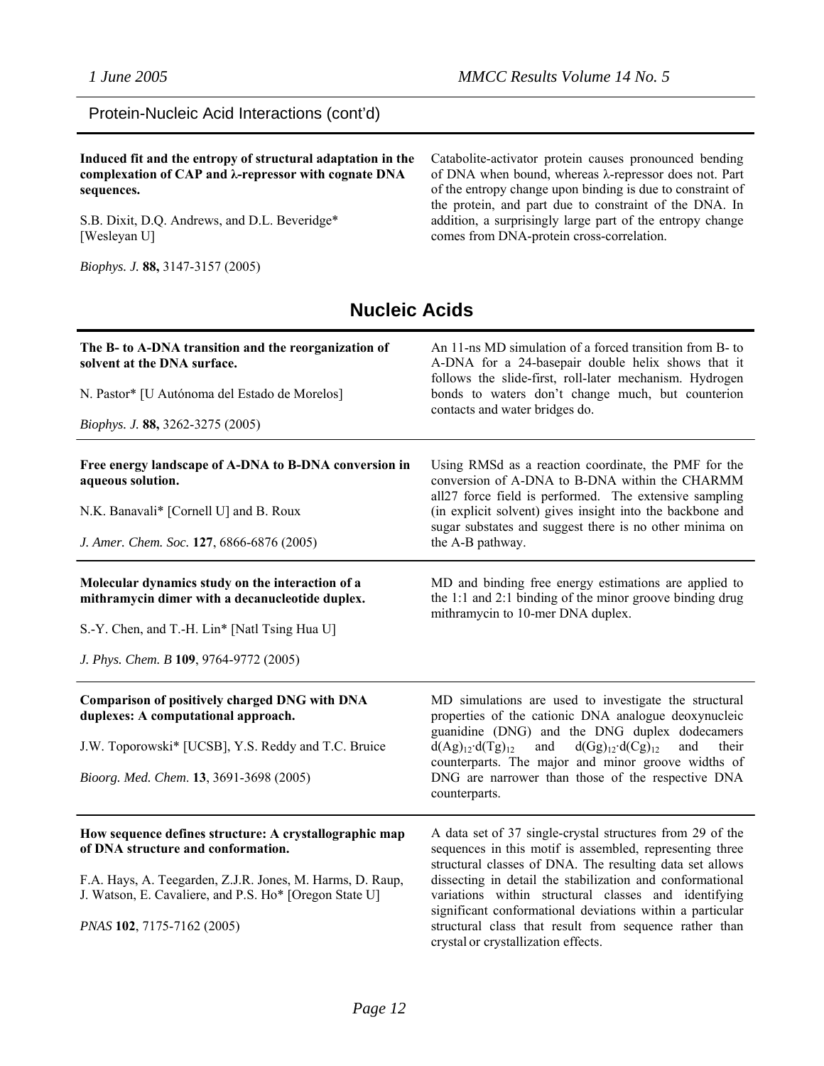Protein-Nucleic Acid Interactions (cont'd)

**Induced fit and the entropy of structural adaptation in the complexation of CAP and λ-repressor with cognate DNA sequences.**

S.B. Dixit, D.Q. Andrews, and D.L. Beveridge* [Wesleyan U]

*Biophys. J.* **88,** 3147-3157 (2005)

Catabolite-activator protein causes pronounced bending of DNA when bound, whereas λ-repressor does not. Part of the entropy change upon binding is due to constraint of the protein, and part due to constraint of the DNA. In addition, a surprisingly large part of the entropy change comes from DNA-protein cross-correlation.

## Nucleic Acids

**The B- to A-DNA transition and the reorganization of solvent at the DNA surface.**

N. Pastor* [U Autónoma del Estado de Morelos]

*Biophys. J.* **88,** 3262-3275 (2005)

An 11-ns MD simulation of a forced transition from B- to A-DNA for a 24-basepair double helix shows that it follows the slide-first, roll-later mechanism. Hydrogen bonds to waters don't change much, but counterion contacts and water bridges do.

**Free energy landscape of A-DNA to B-DNA conversion in aqueous solution.**

N.K. Banavali* [Cornell U] and B. Roux

*J. Amer. Chem. Soc.* **127**, 6866-6876 (2005)

Using RMSd as a reaction coordinate, the PMF for the conversion of A-DNA to B-DNA within the CHARMM all27 force field is performed. The extensive sampling (in explicit solvent) gives insight into the backbone and sugar substates and suggest there is no other minima on the A-B pathway.

**Molecular dynamics study on the interaction of a mithramycin dimer with a decanucleotide duplex.**

S.-Y. Chen, and T.-H. Lin* [Natl Tsing Hua U]

*J. Phys. Chem. B* **109**, 9764-9772 (2005)

MD and binding free energy estimations are applied to the 1:1 and 2:1 binding of the minor groove binding drug mithramycin to 10-mer DNA duplex.

**Comparison of positively charged DNG with DNA duplexes: A computational approach.**

J.W. Toporowski* [UCSB], Y.S. Reddy and T.C. Bruice

*Bioorg. Med. Chem.* **13**, 3691-3698 (2005)

MD simulations are used to investigate the structural properties of the cationic DNA analogue deoxynucleic guanidine (DNG) and the DNG duplex dodecamers $d(Ag)_{12} \cdot d(Tg)_{12}$ and $d(Gg)_{12} \cdot d(Cg)_{12}$ and their counterparts. The major and minor groove widths of DNG are narrower than those of the respective DNA counterparts.

**How sequence defines structure: A crystallographic map of DNA structure and conformation.**

F.A. Hays, A. Teegarden, Z.J.R. Jones, M. Harms, D. Raup, J. Watson, E. Cavaliere, and P.S. Ho* [Oregon State U]

*PNAS* **102**, 7175-7162 (2005)

A data set of 37 single-crystal structures from 29 of the sequences in this motif is assembled, representing three structural classes of DNA. The resulting data set allows dissecting in detail the stabilization and conformational variations within structural classes and identifying significant conformational deviations within a particular structural class that result from sequence rather than crystal or crystallization effects.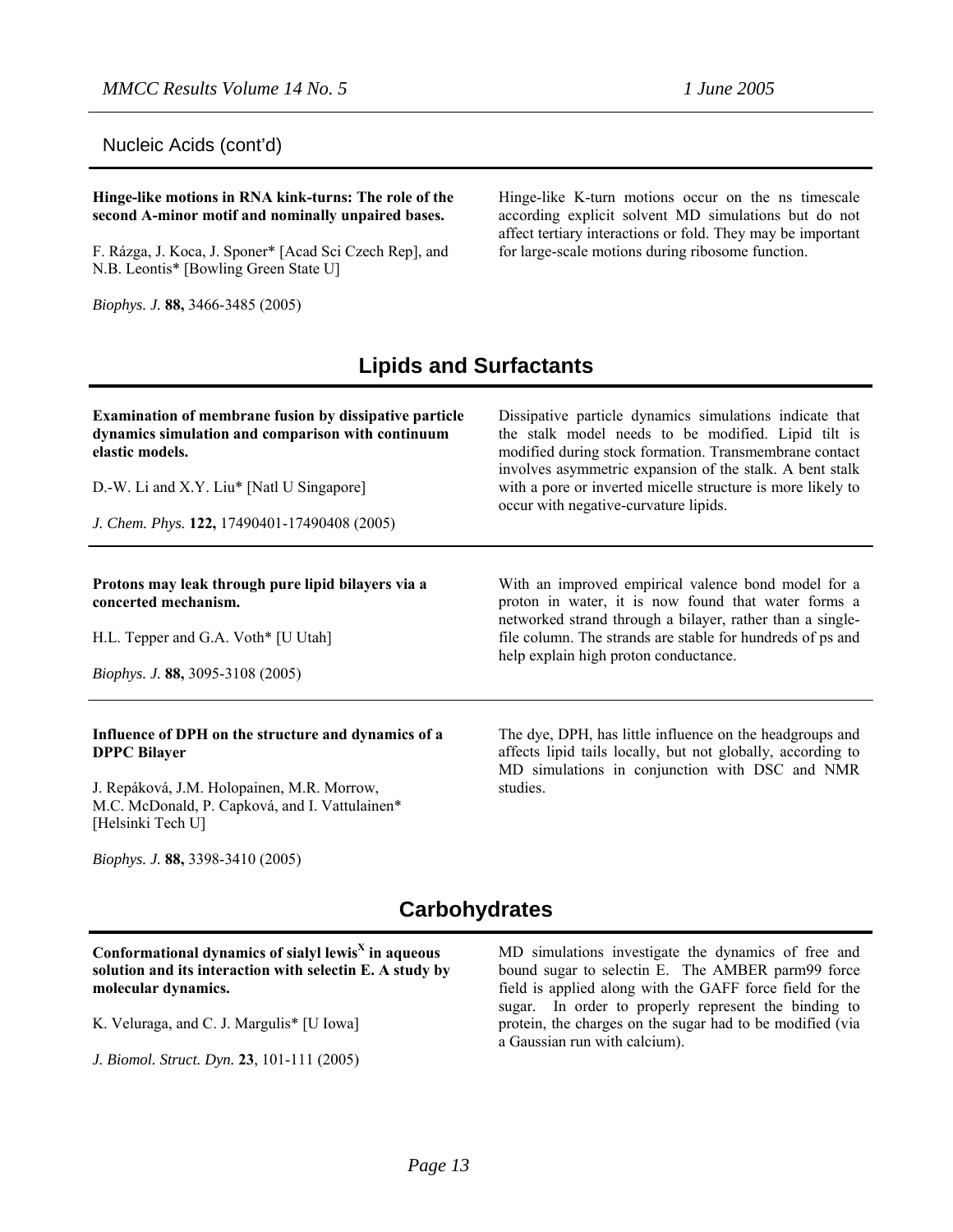Nucleic Acids (cont'd)

**Hinge-like motions in RNA kink-turns: The role of the second A-minor motif and nominally unpaired bases.**

F. Rázga, J. Koca, J. Sponer* [Acad Sci Czech Rep], and N.B. Leontis* [Bowling Green State U]

*Biophys. J.* **88,** 3466-3485 (2005)

Hinge-like K-turn motions occur on the ns timescale according explicit solvent MD simulations but do not affect tertiary interactions or fold. They may be important for large-scale motions during ribosome function.

## Lipids and Surfactants

**Examination of membrane fusion by dissipative particle dynamics simulation and comparison with continuum elastic models.**

D.-W. Li and X.Y. Liu* [Natl U Singapore]

*J. Chem. Phys.* **122,** 17490401-17490408 (2005)

Dissipative particle dynamics simulations indicate that the stalk model needs to be modified. Lipid tilt is modified during stock formation. Transmembrane contact involves asymmetric expansion of the stalk. A bent stalk with a pore or inverted micelle structure is more likely to occur with negative-curvature lipids.

---

**Protons may leak through pure lipid bilayers via a concerted mechanism.**

H.L. Tepper and G.A. Voth* [U Utah]

*Biophys. J.* **88,** 3095-3108 (2005)

With an improved empirical valence bond model for a proton in water, it is now found that water forms a networked strand through a bilayer, rather than a single-file column. The strands are stable for hundreds of ps and help explain high proton conductance.

---

**Influence of DPH on the structure and dynamics of a DPPC Bilayer**

J. Repáková, J.M. Holopainen, M.R. Morrow, M.C. McDonald, P. Capková, and I. Vattulainen* [Helsinki Tech U]

*Biophys. J.* **88,** 3398-3410 (2005)

The dye, DPH, has little influence on the headgroups and affects lipid tails locally, but not globally, according to MD simulations in conjunction with DSC and NMR studies.

## Carbohydrates

**Conformational dynamics of sialyl lewis$^{X}$ in aqueous solution and its interaction with selectin E. A study by molecular dynamics.**

K. Veluraga, and C. J. Margulis* [U Iowa]

*J. Biomol. Struct. Dyn.* **23**, 101-111 (2005)

MD simulations investigate the dynamics of free and bound sugar to selectin E. The AMBER parm99 force field is applied along with the GAFF force field for the sugar. In order to properly represent the binding to protein, the charges on the sugar had to be modified (via a Gaussian run with calcium).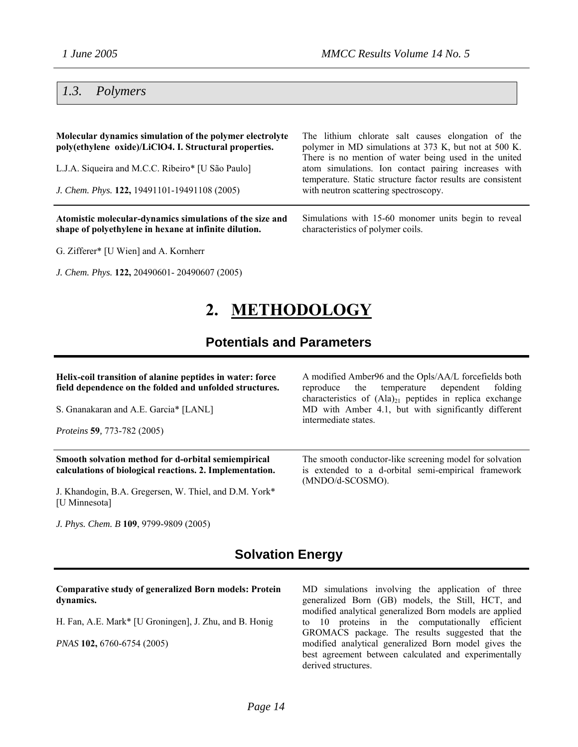### 1.3. Polymers

**Molecular dynamics simulation of the polymer electrolyte poly(ethylene oxide)/LiClO4. I. Structural properties.**

L.J.A. Siqueira and M.C.C. Ribeiro* [U São Paulo]

*J. Chem. Phys.* **122,** 19491101-19491108 (2005)

The lithium chlorate salt causes elongation of the polymer in MD simulations at 373 K, but not at 500 K. There is no mention of water being used in the united atom simulations. Ion contact pairing increases with temperature. Static structure factor results are consistent with neutron scattering spectroscopy.

---

**Atomistic molecular-dynamics simulations of the size and shape of polyethylene in hexane at infinite dilution.**

G. Zifferer* [U Wien] and A. Kornherr

*J. Chem. Phys.* **122,** 20490601- 20490607 (2005)

Simulations with 15-60 monomer units begin to reveal characteristics of polymer coils.

# 2. METHODOLOGY

## Potentials and Parameters

**Helix-coil transition of alanine peptides in water: force field dependence on the folded and unfolded structures.**

S. Gnanakaran and A.E. Garcia* [LANL]

*Proteins* **59**, 773-782 (2005)

A modified Amber96 and the Opls/AA/L forcefields both reproduce the temperature dependent folding characteristics of $(Ala)_{21}$ peptides in replica exchange MD with Amber 4.1, but with significantly different intermediate states.

---

**Smooth solvation method for d-orbital semiempirical calculations of biological reactions. 2. Implementation.**

J. Khandogin, B.A. Gregersen, W. Thiel, and D.M. York* [U Minnesota]

*J. Phys. Chem. B* **109**, 9799-9809 (2005)

The smooth conductor-like screening model for solvation is extended to a d-orbital semi-empirical framework (MNDO/d-SCOSMO).

## Solvation Energy

**Comparative study of generalized Born models: Protein dynamics.**

H. Fan, A.E. Mark* [U Groningen], J. Zhu, and B. Honig

*PNAS* **102,** 6760-6754 (2005)

MD simulations involving the application of three generalized Born (GB) models, the Still, HCT, and modified analytical generalized Born models are applied to 10 proteins in the computationally efficient GROMACS package. The results suggested that the modified analytical generalized Born model gives the best agreement between calculated and experimentally derived structures.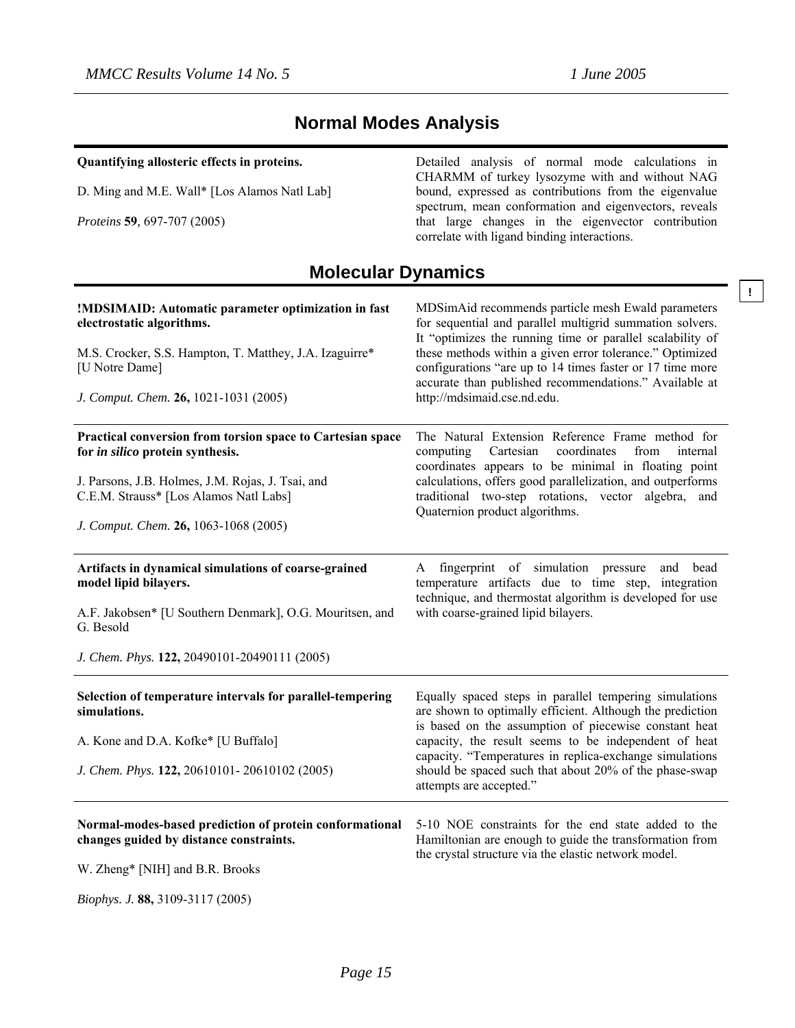## Normal Modes Analysis

**Quantifying allosteric effects in proteins.**

D. Ming and M.E. Wall* [Los Alamos Natl Lab]

*Proteins* **59**, 697-707 (2005)

Detailed analysis of normal mode calculations in CHARMM of turkey lysozyme with and without NAG bound, expressed as contributions from the eigenvalue spectrum, mean conformation and eigenvectors, reveals that large changes in the eigenvector contribution correlate with ligand binding interactions.

## Molecular Dynamics

!

**!MDSIMAID: Automatic parameter optimization in fast electrostatic algorithms.**

M.S. Crocker, S.S. Hampton, T. Matthey, J.A. Izaguirre* [U Notre Dame]

*J. Comput. Chem.* **26,** 1021-1031 (2005)

MDSimAid recommends particle mesh Ewald parameters for sequential and parallel multigrid summation solvers. It "optimizes the running time or parallel scalability of these methods within a given error tolerance." Optimized configurations "are up to 14 times faster or 17 time more accurate than published recommendations." Available at http://mdsimaid.cse.nd.edu.

---

**Practical conversion from torsion space to Cartesian space for *in silico* protein synthesis.**

J. Parsons, J.B. Holmes, J.M. Rojas, J. Tsai, and C.E.M. Strauss* [Los Alamos Natl Labs]

*J. Comput. Chem.* **26,** 1063-1068 (2005)

The Natural Extension Reference Frame method for computing Cartesian coordinates from internal coordinates appears to be minimal in floating point calculations, offers good parallelization, and outperforms traditional two-step rotations, vector algebra, and Quaternion product algorithms.

---

**Artifacts in dynamical simulations of coarse-grained model lipid bilayers.**

A.F. Jakobsen* [U Southern Denmark], O.G. Mouritsen, and G. Besold

*J. Chem. Phys.* **122,** 20490101-20490111 (2005)

A fingerprint of simulation pressure and bead temperature artifacts due to time step, integration technique, and thermostat algorithm is developed for use with coarse-grained lipid bilayers.

---

**Selection of temperature intervals for parallel-tempering simulations.**

A. Kone and D.A. Kofke* [U Buffalo]

*J. Chem. Phys.* **122,** 20610101- 20610102 (2005)

Equally spaced steps in parallel tempering simulations are shown to optimally efficient. Although the prediction is based on the assumption of piecewise constant heat capacity, the result seems to be independent of heat capacity. "Temperatures in replica-exchange simulations should be spaced such that about 20% of the phase-swap attempts are accepted."

---

**Normal-modes-based prediction of protein conformational changes guided by distance constraints.**

W. Zheng* [NIH] and B.R. Brooks

*Biophys. J.* **88,** 3109-3117 (2005)

5-10 NOE constraints for the end state added to the Hamiltonian are enough to guide the transformation from the crystal structure via the elastic network model.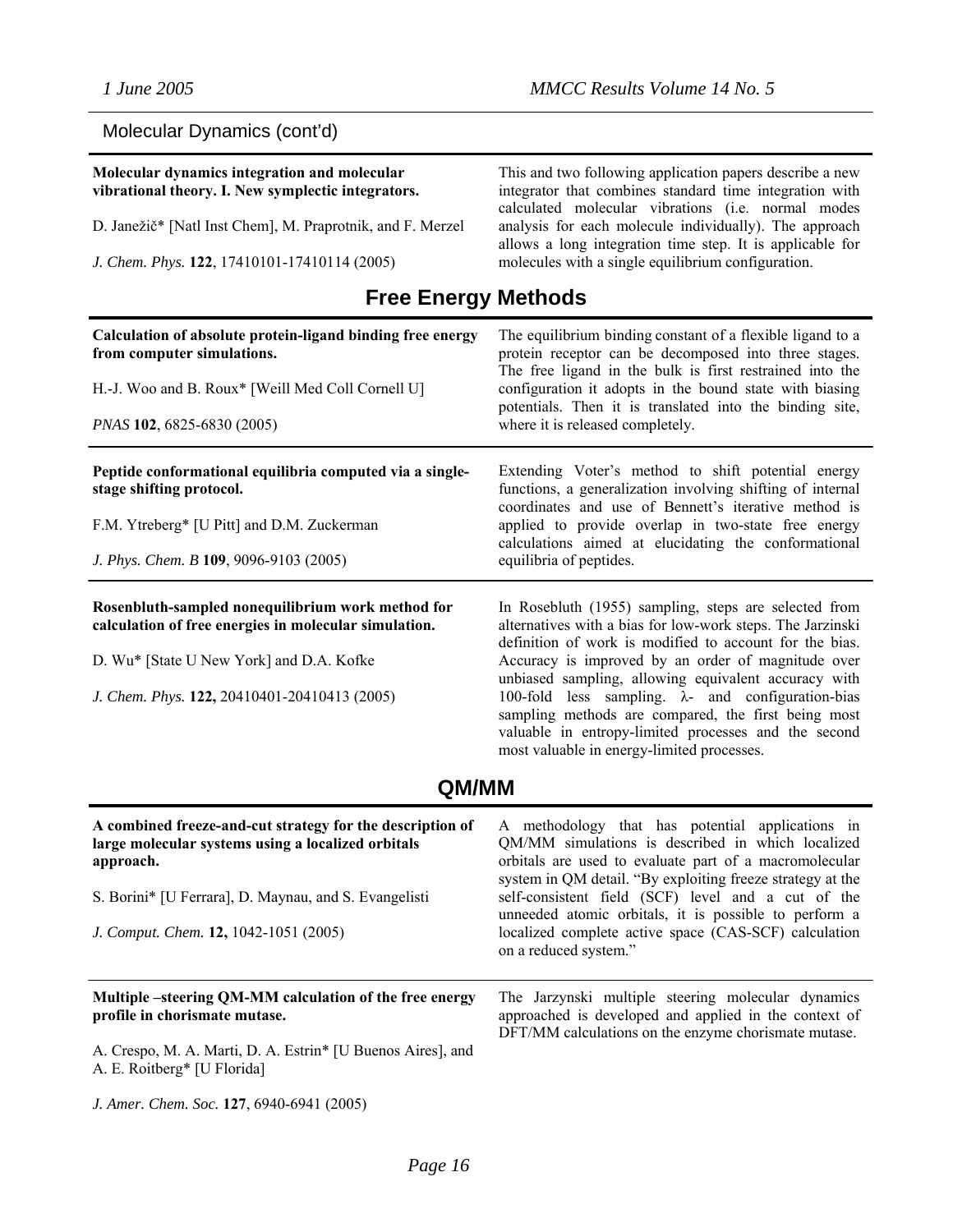## Molecular Dynamics (cont'd)

**Molecular dynamics integration and molecular vibrational theory. I. New symplectic integrators.**

D. Janežič* [Natl Inst Chem], M. Praprotnik, and F. Merzel

*J. Chem. Phys.* **122**, 17410101-17410114 (2005)

This and two following application papers describe a new integrator that combines standard time integration with calculated molecular vibrations (i.e. normal modes analysis for each molecule individually). The approach allows a long integration time step. It is applicable for molecules with a single equilibrium configuration.

# Free Energy Methods

**Calculation of absolute protein-ligand binding free energy from computer simulations.**

H.-J. Woo and B. Roux* [Weill Med Coll Cornell U]

*PNAS* **102**, 6825-6830 (2005)

The equilibrium binding constant of a flexible ligand to a protein receptor can be decomposed into three stages. The free ligand in the bulk is first restrained into the configuration it adopts in the bound state with biasing potentials. Then it is translated into the binding site, where it is released completely.

---

**Peptide conformational equilibria computed via a single-stage shifting protocol.**

F.M. Ytreberg* [U Pitt] and D.M. Zuckerman

*J. Phys. Chem. B* **109**, 9096-9103 (2005)

Extending Voter's method to shift potential energy functions, a generalization involving shifting of internal coordinates and use of Bennett's iterative method is applied to provide overlap in two-state free energy calculations aimed at elucidating the conformational equilibria of peptides.

---

**Rosenbluth-sampled nonequilibrium work method for calculation of free energies in molecular simulation.**

D. Wu* [State U New York] and D.A. Kofke

*J. Chem. Phys.* **122,** 20410401-20410413 (2005)

In Rosebluth (1955) sampling, steps are selected from alternatives with a bias for low-work steps. The Jarzinski definition of work is modified to account for the bias. Accuracy is improved by an order of magnitude over unbiased sampling, allowing equivalent accuracy with 100-fold less sampling. $\lambda$- and configuration-bias sampling methods are compared, the first being most valuable in entropy-limited processes and the second most valuable in energy-limited processes.

# QM/MM

**A combined freeze-and-cut strategy for the description of large molecular systems using a localized orbitals approach.**

S. Borini* [U Ferrara], D. Maynau, and S. Evangelisti

*J. Comput. Chem.* **12,** 1042-1051 (2005)

A methodology that has potential applications in QM/MM simulations is described in which localized orbitals are used to evaluate part of a macromolecular system in QM detail. "By exploiting freeze strategy at the self-consistent field (SCF) level and a cut of the unneeded atomic orbitals, it is possible to perform a localized complete active space (CAS-SCF) calculation on a reduced system."

---

**Multiple –steering QM-MM calculation of the free energy profile in chorismate mutase.**

A. Crespo, M. A. Marti, D. A. Estrin* [U Buenos Aires], and A. E. Roitberg* [U Florida]

*J. Amer. Chem. Soc.* **127**, 6940-6941 (2005)

The Jarzynski multiple steering molecular dynamics approached is developed and applied in the context of DFT/MM calculations on the enzyme chorismate mutase.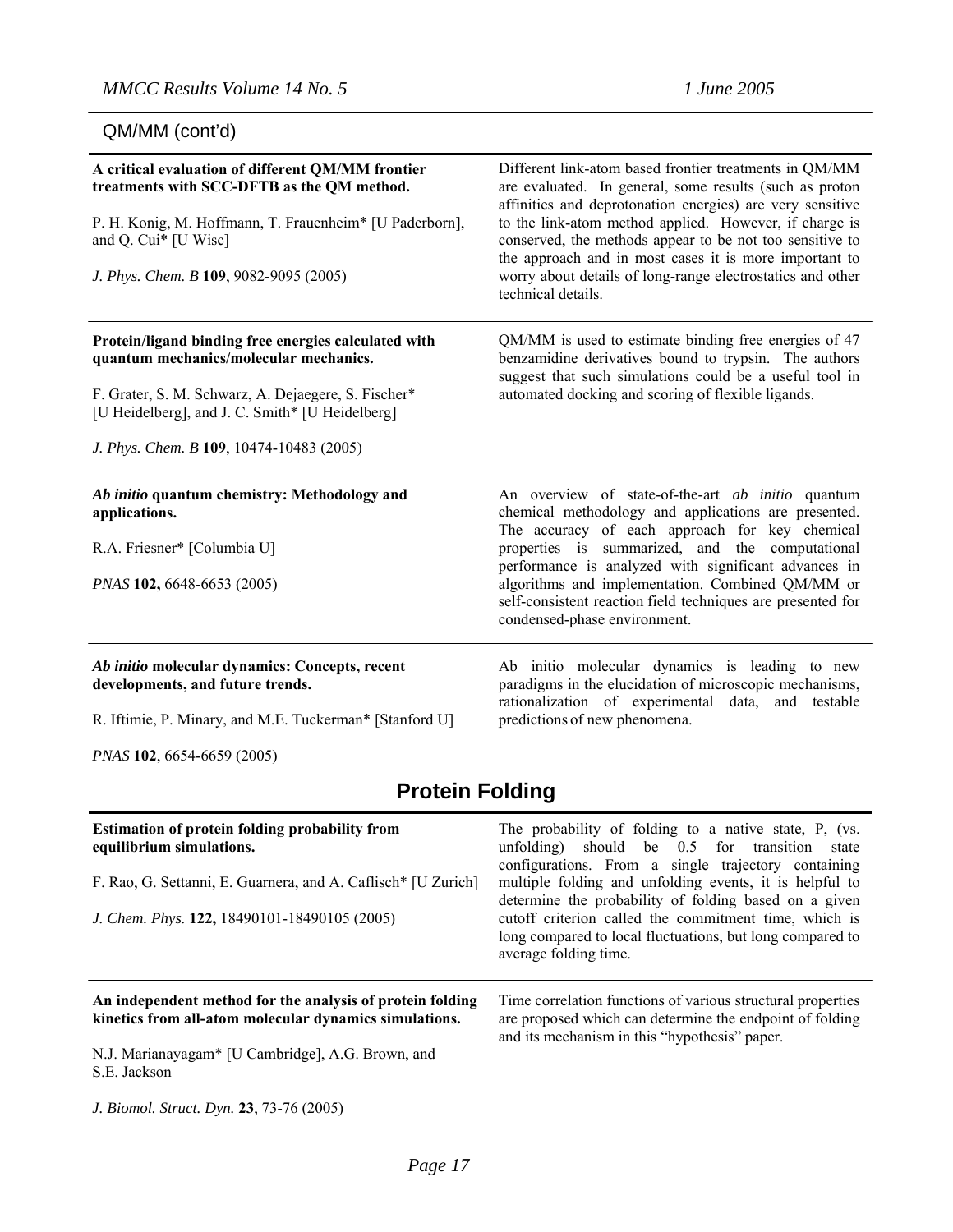QM/MM (cont'd)

| | |
|---|---|
| **A critical evaluation of different QM/MM frontier treatments with SCC-DFTB as the QM method.**<br><br>P. H. Konig, M. Hoffmann, T. Frauenheim* [U Paderborn], and Q. Cui* [U Wisc]<br><br>*J. Phys. Chem. B* **109**, 9082-9095 (2005) | Different link-atom based frontier treatments in QM/MM are evaluated. In general, some results (such as proton affinities and deprotonation energies) are very sensitive to the link-atom method applied. However, if charge is conserved, the methods appear to be not too sensitive to the approach and in most cases it is more important to worry about details of long-range electrostatics and other technical details. |
| **Protein/ligand binding free energies calculated with quantum mechanics/molecular mechanics.**<br><br>F. Grater, S. M. Schwarz, A. Dejaegere, S. Fischer* [U Heidelberg], and J. C. Smith* [U Heidelberg]<br><br>*J. Phys. Chem. B* **109**, 10474-10483 (2005) | QM/MM is used to estimate binding free energies of 47 benzamidine derivatives bound to trypsin. The authors suggest that such simulations could be a useful tool in automated docking and scoring of flexible ligands. |
| ***Ab initio* quantum chemistry: Methodology and applications.**<br><br>R.A. Friesner* [Columbia U]<br><br>*PNAS* **102,** 6648-6653 (2005) | An overview of state-of-the-art *ab initio* quantum chemical methodology and applications are presented. The accuracy of each approach for key chemical properties is summarized, and the computational performance is analyzed with significant advances in algorithms and implementation. Combined QM/MM or self-consistent reaction field techniques are presented for condensed-phase environment. |
| ***Ab initio* molecular dynamics: Concepts, recent developments, and future trends.**<br><br>R. Iftimie, P. Minary, and M.E. Tuckerman* [Stanford U]<br><br>*PNAS* **102**, 6654-6659 (2005) | Ab initio molecular dynamics is leading to new paradigms in the elucidation of microscopic mechanisms, rationalization of experimental data, and testable predictions of new phenomena. |

## Protein Folding

| | |
|---|---|
| **Estimation of protein folding probability from equilibrium simulations.**<br><br>F. Rao, G. Settanni, E. Guarnera, and A. Caflisch* [U Zurich]<br><br>*J. Chem. Phys.* **122,** 18490101-18490105 (2005) | The probability of folding to a native state, P, (vs. unfolding) should be 0.5 for transition state configurations. From a single trajectory containing multiple folding and unfolding events, it is helpful to determine the probability of folding based on a given cutoff criterion called the commitment time, which is long compared to local fluctuations, but long compared to average folding time. |
| **An independent method for the analysis of protein folding kinetics from all-atom molecular dynamics simulations.**<br><br>N.J. Marianayagam* [U Cambridge], A.G. Brown, and S.E. Jackson<br><br>*J. Biomol. Struct. Dyn.* **23**, 73-76 (2005) | Time correlation functions of various structural properties are proposed which can determine the endpoint of folding and its mechanism in this "hypothesis" paper. |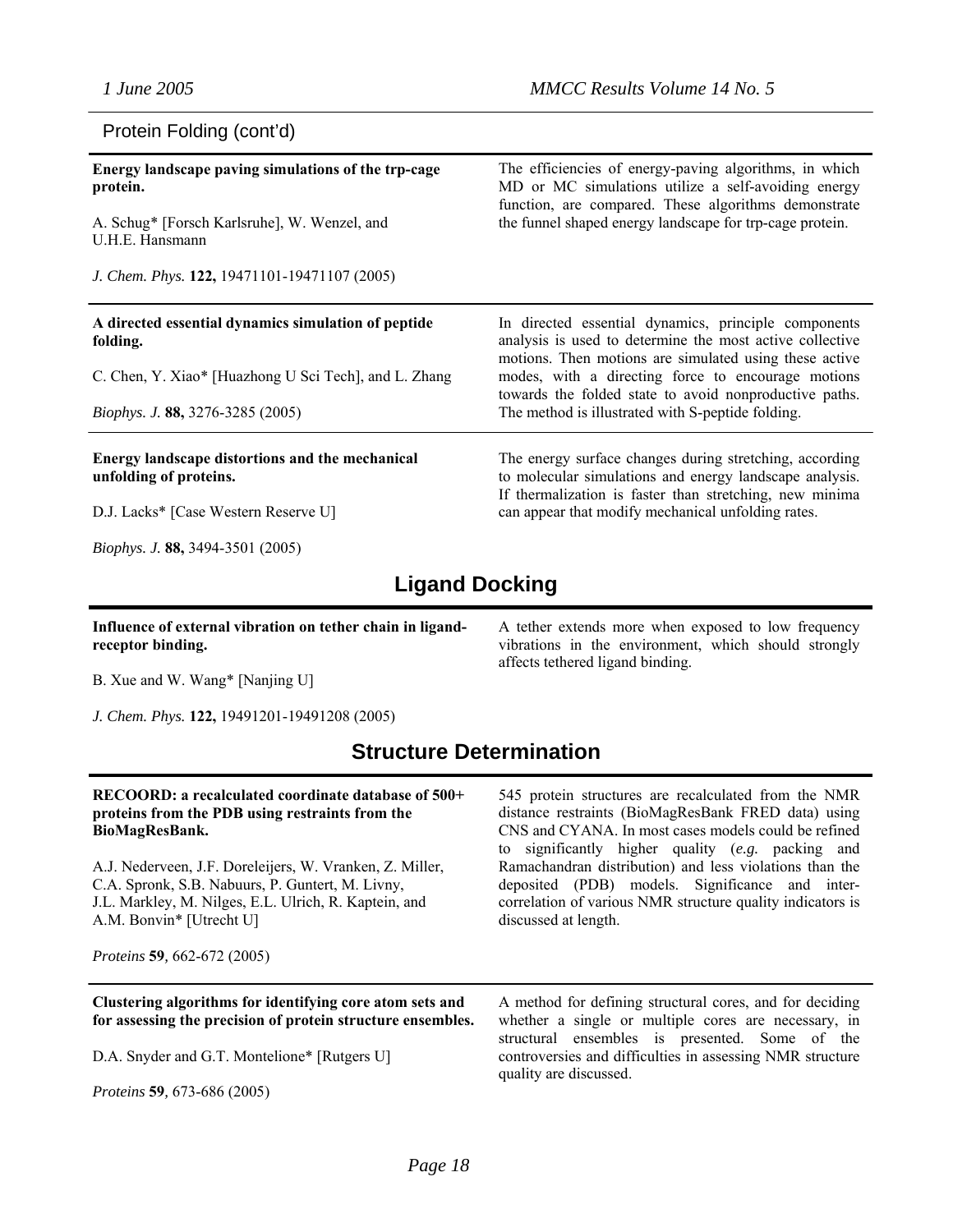Protein Folding (cont'd)

**Energy landscape paving simulations of the trp-cage protein.**

A. Schug* [Forsch Karlsruhe], W. Wenzel, and U.H.E. Hansmann

*J. Chem. Phys.* **122,** 19471101-19471107 (2005)

The efficiencies of energy-paving algorithms, in which MD or MC simulations utilize a self-avoiding energy function, are compared. These algorithms demonstrate the funnel shaped energy landscape for trp-cage protein.

---

**A directed essential dynamics simulation of peptide folding.**

C. Chen, Y. Xiao* [Huazhong U Sci Tech], and L. Zhang

*Biophys. J.* **88,** 3276-3285 (2005)

In directed essential dynamics, principle components analysis is used to determine the most active collective motions. Then motions are simulated using these active modes, with a directing force to encourage motions towards the folded state to avoid nonproductive paths. The method is illustrated with S-peptide folding.

---

**Energy landscape distortions and the mechanical unfolding of proteins.**

D.J. Lacks* [Case Western Reserve U]

*Biophys. J.* **88,** 3494-3501 (2005)

The energy surface changes during stretching, according to molecular simulations and energy landscape analysis. If thermalization is faster than stretching, new minima can appear that modify mechanical unfolding rates.

## Ligand Docking

**Influence of external vibration on tether chain in ligand-receptor binding.**

B. Xue and W. Wang* [Nanjing U]

*J. Chem. Phys.* **122,** 19491201-19491208 (2005)

A tether extends more when exposed to low frequency vibrations in the environment, which should strongly affects tethered ligand binding.

## Structure Determination

**RECOORD: a recalculated coordinate database of 500+ proteins from the PDB using restraints from the BioMagResBank.**

A.J. Nederveen, J.F. Doreleijers, W. Vranken, Z. Miller, C.A. Spronk, S.B. Nabuurs, P. Guntert, M. Livny, J.L. Markley, M. Nilges, E.L. Ulrich, R. Kaptein, and A.M. Bonvin* [Utrecht U]

*Proteins* **59**, 662-672 (2005)

545 protein structures are recalculated from the NMR distance restraints (BioMagResBank FRED data) using CNS and CYANA. In most cases models could be refined to significantly higher quality (*e.g.* packing and Ramachandran distribution) and less violations than the deposited (PDB) models. Significance and inter-correlation of various NMR structure quality indicators is discussed at length.

---

**Clustering algorithms for identifying core atom sets and for assessing the precision of protein structure ensembles.**

D.A. Snyder and G.T. Montelione* [Rutgers U]

*Proteins* **59**, 673-686 (2005)

A method for defining structural cores, and for deciding whether a single or multiple cores are necessary, in structural ensembles is presented. Some of the controversies and difficulties in assessing NMR structure quality are discussed.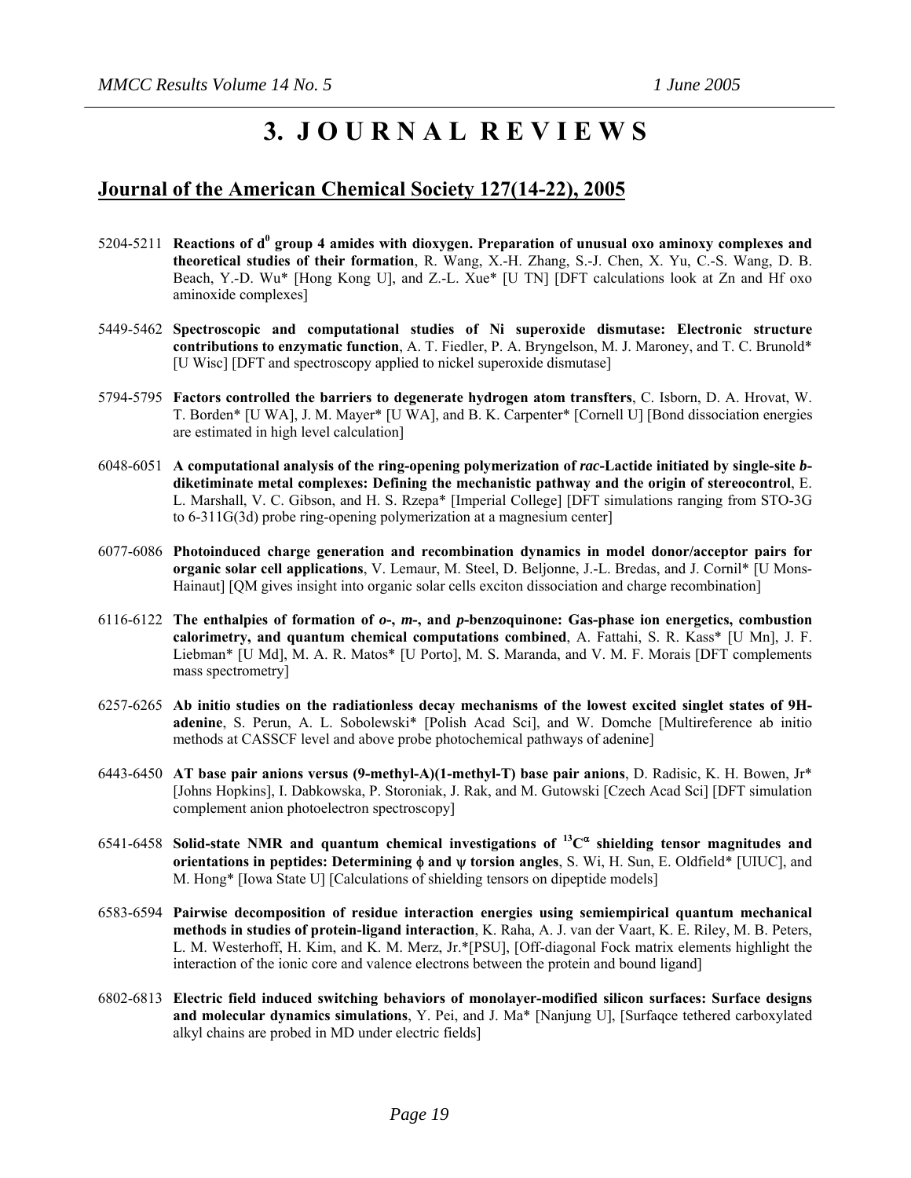# 3. JOURNAL REVIEWS

## Journal of the American Chemical Society 127(14-22), 2005

5204-5211 **Reactions of $d^0$ group 4 amides with dioxygen. Preparation of unusual oxo aminoxy complexes and theoretical studies of their formation**, R. Wang, X.-H. Zhang, S.-J. Chen, X. Yu, C.-S. Wang, D. B. Beach, Y.-D. Wu* [Hong Kong U], and Z.-L. Xue* [U TN] [DFT calculations look at Zn and Hf oxo aminoxide complexes]

5449-5462 **Spectroscopic and computational studies of Ni superoxide dismutase: Electronic structure contributions to enzymatic function**, A. T. Fiedler, P. A. Bryngelson, M. J. Maroney, and T. C. Brunold* [U Wisc] [DFT and spectroscopy applied to nickel superoxide dismutase]

5794-5795 **Factors controlled the barriers to degenerate hydrogen atom transfters**, C. Isborn, D. A. Hrovat, W. T. Borden* [U WA], J. M. Mayer* [U WA], and B. K. Carpenter* [Cornell U] [Bond dissociation energies are estimated in high level calculation]

6048-6051 **A computational analysis of the ring-opening polymerization of *rac*-Lactide initiated by single-site *b*-diketiminate metal complexes: Defining the mechanistic pathway and the origin of stereocontrol**, E. L. Marshall, V. C. Gibson, and H. S. Rzepa* [Imperial College] [DFT simulations ranging from STO-3G to 6-311G(3d) probe ring-opening polymerization at a magnesium center]

6077-6086 **Photoinduced charge generation and recombination dynamics in model donor/acceptor pairs for organic solar cell applications**, V. Lemaur, M. Steel, D. Beljonne, J.-L. Bredas, and J. Cornil* [U Mons-Hainaut] [QM gives insight into organic solar cells exciton dissociation and charge recombination]

6116-6122 **The enthalpies of formation of *o*-, *m*-, and *p*-benzoquinone: Gas-phase ion energetics, combustion calorimetry, and quantum chemical computations combined**, A. Fattahi, S. R. Kass* [U Mn], J. F. Liebman* [U Md], M. A. R. Matos* [U Porto], M. S. Maranda, and V. M. F. Morais [DFT complements mass spectrometry]

6257-6265 **Ab initio studies on the radiationless decay mechanisms of the lowest excited singlet states of 9H-adenine**, S. Perun, A. L. Sobolewski* [Polish Acad Sci], and W. Domche [Multireference ab initio methods at CASSCF level and above probe photochemical pathways of adenine]

6443-6450 **AT base pair anions versus (9-methyl-A)(1-methyl-T) base pair anions**, D. Radisic, K. H. Bowen, Jr* [Johns Hopkins], I. Dabkowska, P. Storoniak, J. Rak, and M. Gutowski [Czech Acad Sci] [DFT simulation complement anion photoelectron spectroscopy]

6541-6458 **Solid-state NMR and quantum chemical investigations of $^{13}C^{\alpha}$ shielding tensor magnitudes and orientations in peptides: Determining $\phi$ and $\psi$ torsion angles**, S. Wi, H. Sun, E. Oldfield* [UIUC], and M. Hong* [Iowa State U] [Calculations of shielding tensors on dipeptide models]

6583-6594 **Pairwise decomposition of residue interaction energies using semiempirical quantum mechanical methods in studies of protein-ligand interaction**, K. Raha, A. J. van der Vaart, K. E. Riley, M. B. Peters, L. M. Westerhoff, H. Kim, and K. M. Merz, Jr.*[PSU], [Off-diagonal Fock matrix elements highlight the interaction of the ionic core and valence electrons between the protein and bound ligand]

6802-6813 **Electric field induced switching behaviors of monolayer-modified silicon surfaces: Surface designs and molecular dynamics simulations**, Y. Pei, and J. Ma* [Nanjung U], [Surfaqce tethered carboxylated alkyl chains are probed in MD under electric fields]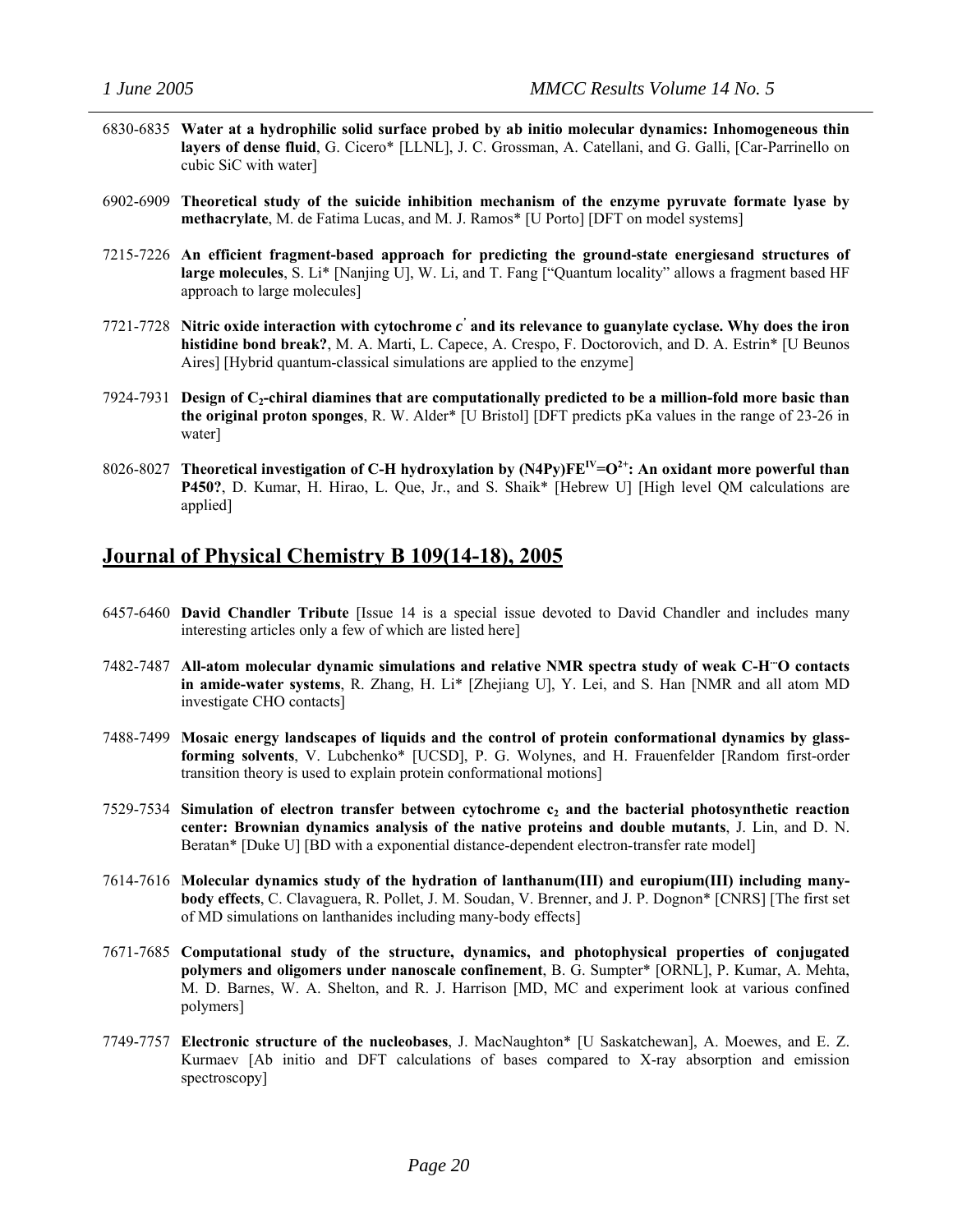6830-6835 **Water at a hydrophilic solid surface probed by ab initio molecular dynamics: Inhomogeneous thin layers of dense fluid**, G. Cicero* [LLNL], J. C. Grossman, A. Catellani, and G. Galli, [Car-Parrinello on cubic SiC with water]

6902-6909 **Theoretical study of the suicide inhibition mechanism of the enzyme pyruvate formate lyase by methacrylate**, M. de Fatima Lucas, and M. J. Ramos* [U Porto] [DFT on model systems]

7215-7226 **An efficient fragment-based approach for predicting the ground-state energiesand structures of large molecules**, S. Li* [Nanjing U], W. Li, and T. Fang ["Quantum locality" allows a fragment based HF approach to large molecules]

7721-7728 **Nitric oxide interaction with cytochrome $c'$ and its relevance to guanylate cyclase. Why does the iron histidine bond break?**, M. A. Marti, L. Capece, A. Crespo, F. Doctorovich, and D. A. Estrin* [U Beunos Aires] [Hybrid quantum-classical simulations are applied to the enzyme]

7924-7931 **Design of $C_2$-chiral diamines that are computationally predicted to be a million-fold more basic than the original proton sponges**, R. W. Alder* [U Bristol] [DFT predicts pKa values in the range of 23-26 in water]

8026-8027 **Theoretical investigation of C-H hydroxylation by (N4Py)$FE^{IV}$=$O^{2+}$: An oxidant more powerful than P450?**, D. Kumar, H. Hirao, L. Que, Jr., and S. Shaik* [Hebrew U] [High level QM calculations are applied]

## Journal of Physical Chemistry B 109(14-18), 2005

6457-6460 **David Chandler Tribute** [Issue 14 is a special issue devoted to David Chandler and includes many interesting articles only a few of which are listed here]

7482-7487 **All-atom molecular dynamic simulations and relative NMR spectra study of weak C-H···O contacts in amide-water systems**, R. Zhang, H. Li* [Zhejiang U], Y. Lei, and S. Han [NMR and all atom MD investigate CHO contacts]

7488-7499 **Mosaic energy landscapes of liquids and the control of protein conformational dynamics by glass-forming solvents**, V. Lubchenko* [UCSD], P. G. Wolynes, and H. Frauenfelder [Random first-order transition theory is used to explain protein conformational motions]

7529-7534 **Simulation of electron transfer between cytochrome $c_2$ and the bacterial photosynthetic reaction center: Brownian dynamics analysis of the native proteins and double mutants**, J. Lin, and D. N. Beratan* [Duke U] [BD with a exponential distance-dependent electron-transfer rate model]

7614-7616 **Molecular dynamics study of the hydration of lanthanum(III) and europium(III) including many-body effects**, C. Clavaguera, R. Pollet, J. M. Soudan, V. Brenner, and J. P. Dognon* [CNRS] [The first set of MD simulations on lanthanides including many-body effects]

7671-7685 **Computational study of the structure, dynamics, and photophysical properties of conjugated polymers and oligomers under nanoscale confinement**, B. G. Sumpter* [ORNL], P. Kumar, A. Mehta, M. D. Barnes, W. A. Shelton, and R. J. Harrison [MD, MC and experiment look at various confined polymers]

7749-7757 **Electronic structure of the nucleobases**, J. MacNaughton* [U Saskatchewan], A. Moewes, and E. Z. Kurmaev [Ab initio and DFT calculations of bases compared to X-ray absorption and emission spectroscopy]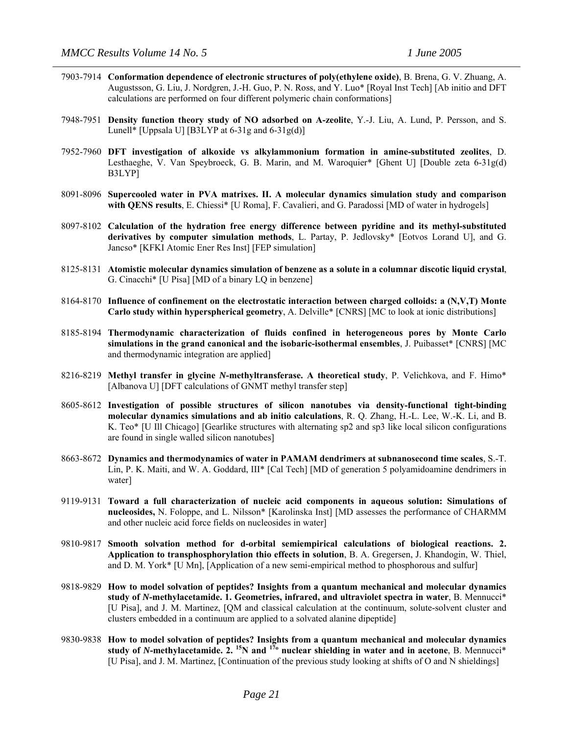7903-7914 **Conformation dependence of electronic structures of poly(ethylene oxide)**, B. Brena, G. V. Zhuang, A. Augustsson, G. Liu, J. Nordgren, J.-H. Guo, P. N. Ross, and Y. Luo* [Royal Inst Tech] [Ab initio and DFT calculations are performed on four different polymeric chain conformations]

7948-7951 **Density function theory study of NO adsorbed on A-zeolite**, Y.-J. Liu, A. Lund, P. Persson, and S. Lunell* [Uppsala U] [B3LYP at 6-31g and 6-31g(d)]

7952-7960 **DFT investigation of alkoxide vs alkylammonium formation in amine-substituted zeolites**, D. Lesthaeghe, V. Van Speybroeck, G. B. Marin, and M. Waroquier* [Ghent U] [Double zeta 6-31g(d) B3LYP]

8091-8096 **Supercooled water in PVA matrixes. II. A molecular dynamics simulation study and comparison with QENS results**, E. Chiessi* [U Roma], F. Cavalieri, and G. Paradossi [MD of water in hydrogels]

8097-8102 **Calculation of the hydration free energy difference between pyridine and its methyl-substituted derivatives by computer simulation methods**, L. Partay, P. Jedlovsky* [Eotvos Lorand U], and G. Jancso* [KFKI Atomic Ener Res Inst] [FEP simulation]

8125-8131 **Atomistic molecular dynamics simulation of benzene as a solute in a columnar discotic liquid crystal**, G. Cinacchi* [U Pisa] [MD of a binary LQ in benzene]

8164-8170 **Influence of confinement on the electrostatic interaction between charged colloids: a (N,V,T) Monte Carlo study within hyperspherical geometry**, A. Delville* [CNRS] [MC to look at ionic distributions]

8185-8194 **Thermodynamic characterization of fluids confined in heterogeneous pores by Monte Carlo simulations in the grand canonical and the isobaric-isothermal ensembles**, J. Puibasset* [CNRS] [MC and thermodynamic integration are applied]

8216-8219 **Methyl transfer in glycine *N*-methyltransferase. A theoretical study**, P. Velichkova, and F. Himo* [Albanova U] [DFT calculations of GNMT methyl transfer step]

8605-8612 **Investigation of possible structures of silicon nanotubes via density-functional tight-binding molecular dynamics simulations and ab initio calculations**, R. Q. Zhang, H.-L. Lee, W.-K. Li, and B. K. Teo* [U Ill Chicago] [Gearlike structures with alternating sp2 and sp3 like local silicon configurations are found in single walled silicon nanotubes]

8663-8672 **Dynamics and thermodynamics of water in PAMAM dendrimers at subnanosecond time scales**, S.-T. Lin, P. K. Maiti, and W. A. Goddard, III* [Cal Tech] [MD of generation 5 polyamidoamine dendrimers in water]

9119-9131 **Toward a full characterization of nucleic acid components in aqueous solution: Simulations of nucleosides,** N. Foloppe, and L. Nilsson* [Karolinska Inst] [MD assesses the performance of CHARMM and other nucleic acid force fields on nucleosides in water]

9810-9817 **Smooth solvation method for d-orbital semiempirical calculations of biological reactions. 2. Application to transphosphorylation thio effects in solution**, B. A. Gregersen, J. Khandogin, W. Thiel, and D. M. York* [U Mn], [Application of a new semi-empirical method to phosphorous and sulfur]

9818-9829 **How to model solvation of peptides? Insights from a quantum mechanical and molecular dynamics study of *N*-methylacetamide. 1. Geometries, infrared, and ultraviolet spectra in water**, B. Mennucci* [U Pisa], and J. M. Martinez, [QM and classical calculation at the continuum, solute-solvent cluster and clusters embedded in a continuum are applied to a solvated alanine dipeptide]

9830-9838 **How to model solvation of peptides? Insights from a quantum mechanical and molecular dynamics study of *N*-methylacetamide. 2. $^{15}$N and $^{17o}$ nuclear shielding in water and in acetone**, B. Mennucci* [U Pisa], and J. M. Martinez, [Continuation of the previous study looking at shifts of O and N shieldings]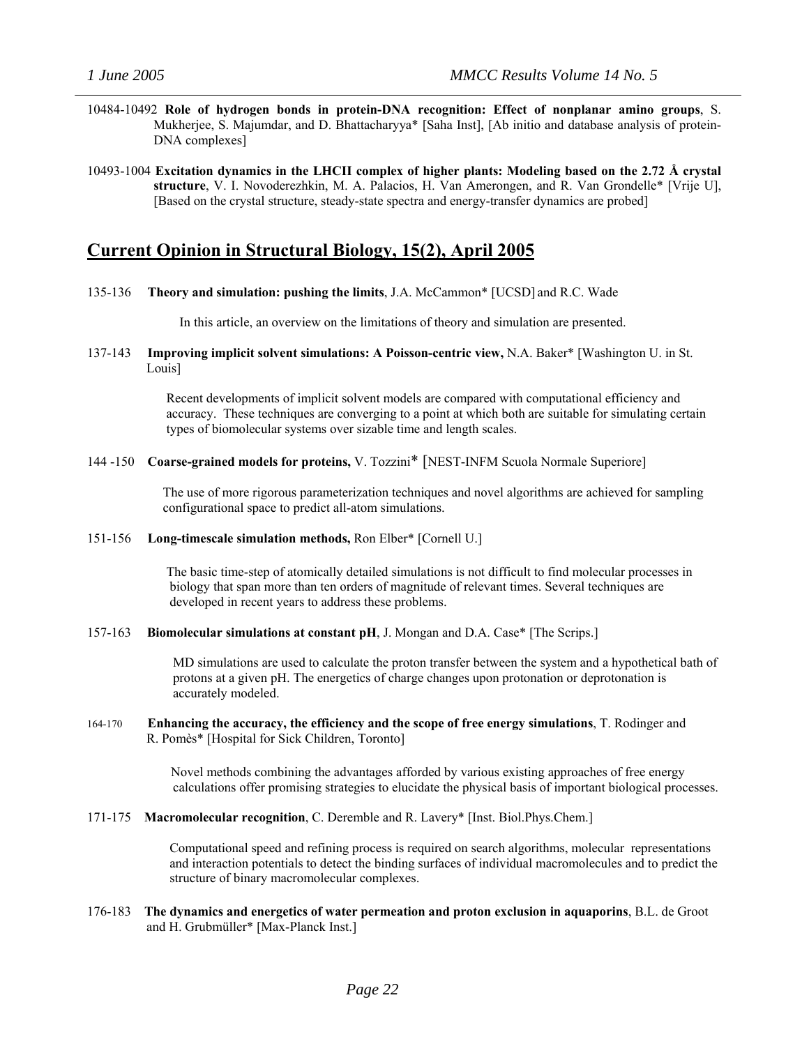10484-10492 **Role of hydrogen bonds in protein-DNA recognition: Effect of nonplanar amino groups**, S. Mukherjee, S. Majumdar, and D. Bhattacharyya* [Saha Inst], [Ab initio and database analysis of protein-DNA complexes]

10493-1004 **Excitation dynamics in the LHCII complex of higher plants: Modeling based on the 2.72 Å crystal structure**, V. I. Novoderezhkin, M. A. Palacios, H. Van Amerongen, and R. Van Grondelle* [Vrije U], [Based on the crystal structure, steady-state spectra and energy-transfer dynamics are probed]

## Current Opinion in Structural Biology, 15(2), April 2005

135-136 **Theory and simulation: pushing the limits**, J.A. McCammon* [UCSD] and R.C. Wade

In this article, an overview on the limitations of theory and simulation are presented.

137-143 **Improving implicit solvent simulations: A Poisson-centric view,** N.A. Baker* [Washington U. in St. Louis]

Recent developments of implicit solvent models are compared with computational efficiency and accuracy. These techniques are converging to a point at which both are suitable for simulating certain types of biomolecular systems over sizable time and length scales.

144 -150 **Coarse-grained models for proteins,** V. Tozzini* [NEST-INFM Scuola Normale Superiore]

The use of more rigorous parameterization techniques and novel algorithms are achieved for sampling configurational space to predict all-atom simulations.

151-156 **Long-timescale simulation methods,** Ron Elber* [Cornell U.]

The basic time-step of atomically detailed simulations is not difficult to find molecular processes in biology that span more than ten orders of magnitude of relevant times. Several techniques are developed in recent years to address these problems.

157-163 **Biomolecular simulations at constant pH**, J. Mongan and D.A. Case* [The Scrips.]

MD simulations are used to calculate the proton transfer between the system and a hypothetical bath of protons at a given pH. The energetics of charge changes upon protonation or deprotonation is accurately modeled.

164-170 **Enhancing the accuracy, the efficiency and the scope of free energy simulations**, T. Rodinger and R. Pomès* [Hospital for Sick Children, Toronto]

Novel methods combining the advantages afforded by various existing approaches of free energy calculations offer promising strategies to elucidate the physical basis of important biological processes.

171-175 **Macromolecular recognition**, C. Deremble and R. Lavery* [Inst. Biol.Phys.Chem.]

Computational speed and refining process is required on search algorithms, molecular representations and interaction potentials to detect the binding surfaces of individual macromolecules and to predict the structure of binary macromolecular complexes.

176-183 **The dynamics and energetics of water permeation and proton exclusion in aquaporins**, B.L. de Groot and H. Grubmüller* [Max-Planck Inst.]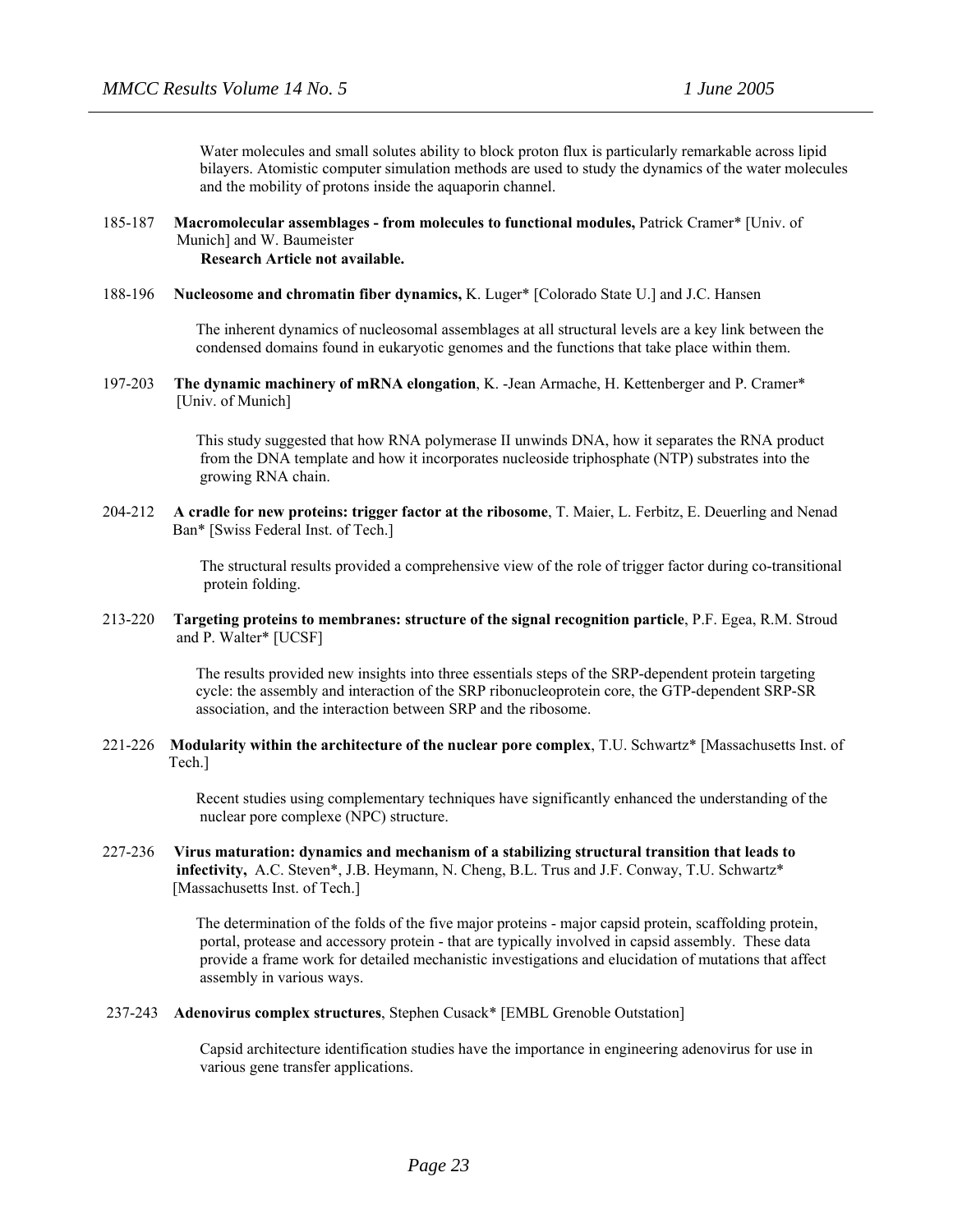Water molecules and small solutes ability to block proton flux is particularly remarkable across lipid bilayers. Atomistic computer simulation methods are used to study the dynamics of the water molecules and the mobility of protons inside the aquaporin channel.

185-187 **Macromolecular assemblages - from molecules to functional modules,** Patrick Cramer* [Univ. of Munich] and W. Baumeister
**Research Article not available.**

188-196 **Nucleosome and chromatin fiber dynamics,** K. Luger* [Colorado State U.] and J.C. Hansen

The inherent dynamics of nucleosomal assemblages at all structural levels are a key link between the condensed domains found in eukaryotic genomes and the functions that take place within them.

197-203 **The dynamic machinery of mRNA elongation**, K. -Jean Armache, H. Kettenberger and P. Cramer* [Univ. of Munich]

This study suggested that how RNA polymerase II unwinds DNA, how it separates the RNA product from the DNA template and how it incorporates nucleoside triphosphate (NTP) substrates into the growing RNA chain.

204-212 **A cradle for new proteins: trigger factor at the ribosome**, T. Maier, L. Ferbitz, E. Deuerling and Nenad Ban* [Swiss Federal Inst. of Tech.]

The structural results provided a comprehensive view of the role of trigger factor during co-transitional protein folding.

213-220 **Targeting proteins to membranes: structure of the signal recognition particle**, P.F. Egea, R.M. Stroud and P. Walter* [UCSF]

The results provided new insights into three essentials steps of the SRP-dependent protein targeting cycle: the assembly and interaction of the SRP ribonucleoprotein core, the GTP-dependent SRP-SR association, and the interaction between SRP and the ribosome.

221-226 **Modularity within the architecture of the nuclear pore complex**, T.U. Schwartz* [Massachusetts Inst. of Tech.]

Recent studies using complementary techniques have significantly enhanced the understanding of the nuclear pore complexe (NPC) structure.

227-236 **Virus maturation: dynamics and mechanism of a stabilizing structural transition that leads to infectivity,** A.C. Steven*, J.B. Heymann, N. Cheng, B.L. Trus and J.F. Conway, T.U. Schwartz* [Massachusetts Inst. of Tech.]

The determination of the folds of the five major proteins - major capsid protein, scaffolding protein, portal, protease and accessory protein - that are typically involved in capsid assembly. These data provide a frame work for detailed mechanistic investigations and elucidation of mutations that affect assembly in various ways.

237-243 **Adenovirus complex structures**, Stephen Cusack* [EMBL Grenoble Outstation]

Capsid architecture identification studies have the importance in engineering adenovirus for use in various gene transfer applications.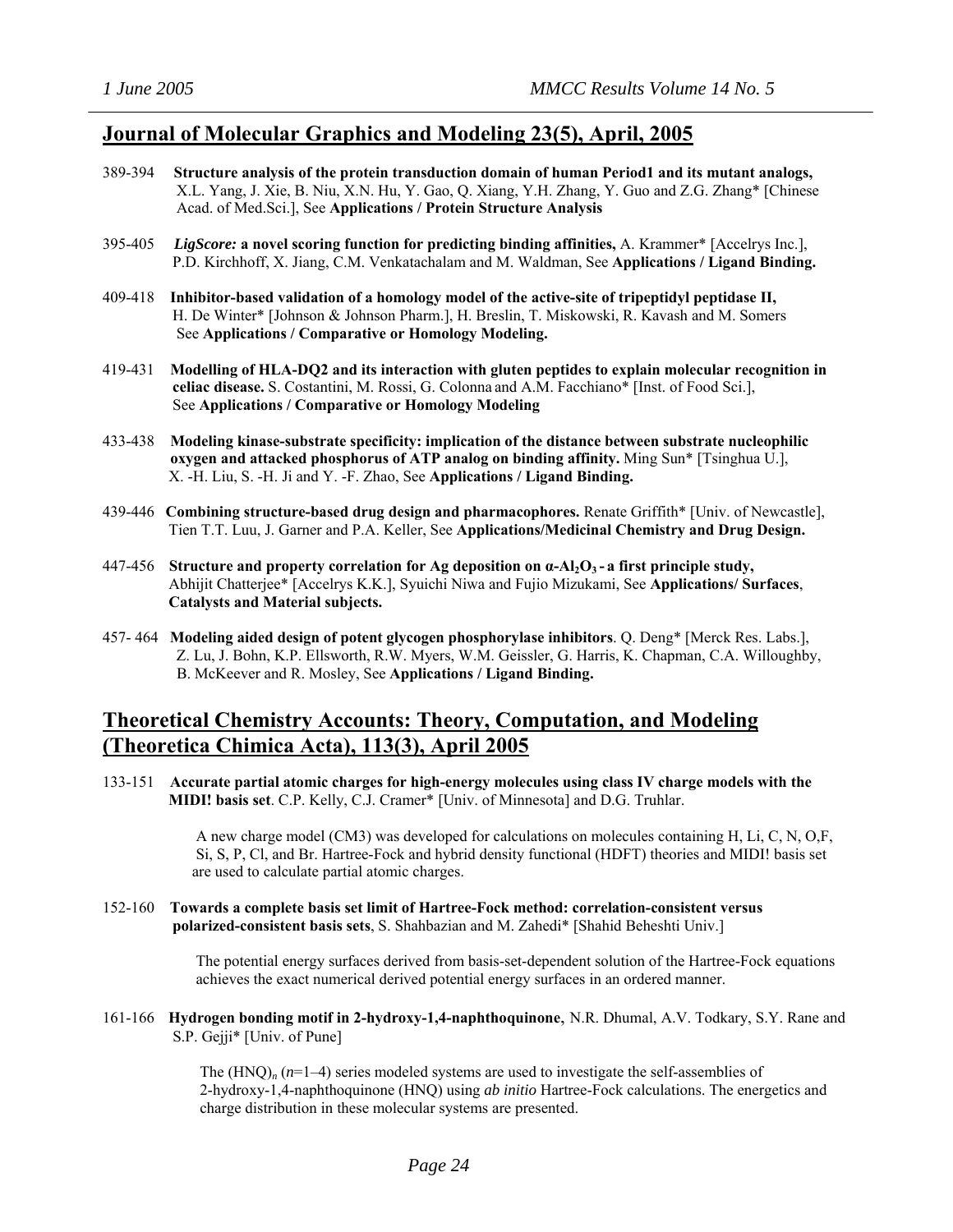## Journal of Molecular Graphics and Modeling 23(5), April, 2005

389-394 **Structure analysis of the protein transduction domain of human Period1 and its mutant analogs,** X.L. Yang, J. Xie, B. Niu, X.N. Hu, Y. Gao, Q. Xiang, Y.H. Zhang, Y. Guo and Z.G. Zhang* [Chinese Acad. of Med.Sci.], See **Applications / Protein Structure Analysis**

395-405 ***LigScore:* a novel scoring function for predicting binding affinities,** A. Krammer* [Accelrys Inc.], P.D. Kirchhoff, X. Jiang, C.M. Venkatachalam and M. Waldman, See **Applications / Ligand Binding.**

409-418 **Inhibitor-based validation of a homology model of the active-site of tripeptidyl peptidase II,** H. De Winter* [Johnson & Johnson Pharm.], H. Breslin, T. Miskowski, R. Kavash and M. Somers See **Applications / Comparative or Homology Modeling.**

419-431 **Modelling of HLA-DQ2 and its interaction with gluten peptides to explain molecular recognition in celiac disease.** S. Costantini, M. Rossi, G. Colonna and A.M. Facchiano* [Inst. of Food Sci.], See **Applications / Comparative or Homology Modeling**

433-438 **Modeling kinase-substrate specificity: implication of the distance between substrate nucleophilic oxygen and attacked phosphorus of ATP analog on binding affinity.** Ming Sun* [Tsinghua U.], X. -H. Liu, S. -H. Ji and Y. -F. Zhao, See **Applications / Ligand Binding.**

439-446 **Combining structure-based drug design and pharmacophores.** Renate Griffith* [Univ. of Newcastle], Tien T.T. Luu, J. Garner and P.A. Keller, See **Applications/Medicinal Chemistry and Drug Design.**

447-456 **Structure and property correlation for Ag deposition on α-$Al_2O_3$ - a first principle study,** Abhijit Chatterjee* [Accelrys K.K.], Syuichi Niwa and Fujio Mizukami, See **Applications/ Surfaces, Catalysts and Material subjects.**

457- 464 **Modeling aided design of potent glycogen phosphorylase inhibitors**. Q. Deng* [Merck Res. Labs.], Z. Lu, J. Bohn, K.P. Ellsworth, R.W. Myers, W.M. Geissler, G. Harris, K. Chapman, C.A. Willoughby, B. McKeever and R. Mosley, See **Applications / Ligand Binding.**

## Theoretical Chemistry Accounts: Theory, Computation, and Modeling (Theoretica Chimica Acta), 113(3), April 2005

133-151 **Accurate partial atomic charges for high-energy molecules using class IV charge models with the MIDI! basis set**. C.P. Kelly, C.J. Cramer* [Univ. of Minnesota] and D.G. Truhlar.

A new charge model (CM3) was developed for calculations on molecules containing H, Li, C, N, O,F, Si, S, P, Cl, and Br. Hartree-Fock and hybrid density functional (HDFT) theories and MIDI! basis set are used to calculate partial atomic charges.

152-160 **Towards a complete basis set limit of Hartree-Fock method: correlation-consistent versus polarized-consistent basis sets**, S. Shahbazian and M. Zahedi* [Shahid Beheshti Univ.]

The potential energy surfaces derived from basis-set-dependent solution of the Hartree-Fock equations achieves the exact numerical derived potential energy surfaces in an ordered manner.

161-166 **Hydrogen bonding motif in 2-hydroxy-1,4-naphthoquinone**, N.R. Dhumal, A.V. Todkary, S.Y. Rane and S.P. Gejji* [Univ. of Pune]

The $(HNQ)_n$ ($n$=1–4) series modeled systems are used to investigate the self-assemblies of 2-hydroxy-1,4-naphthoquinone (HNQ) using *ab initio* Hartree-Fock calculations. The energetics and charge distribution in these molecular systems are presented.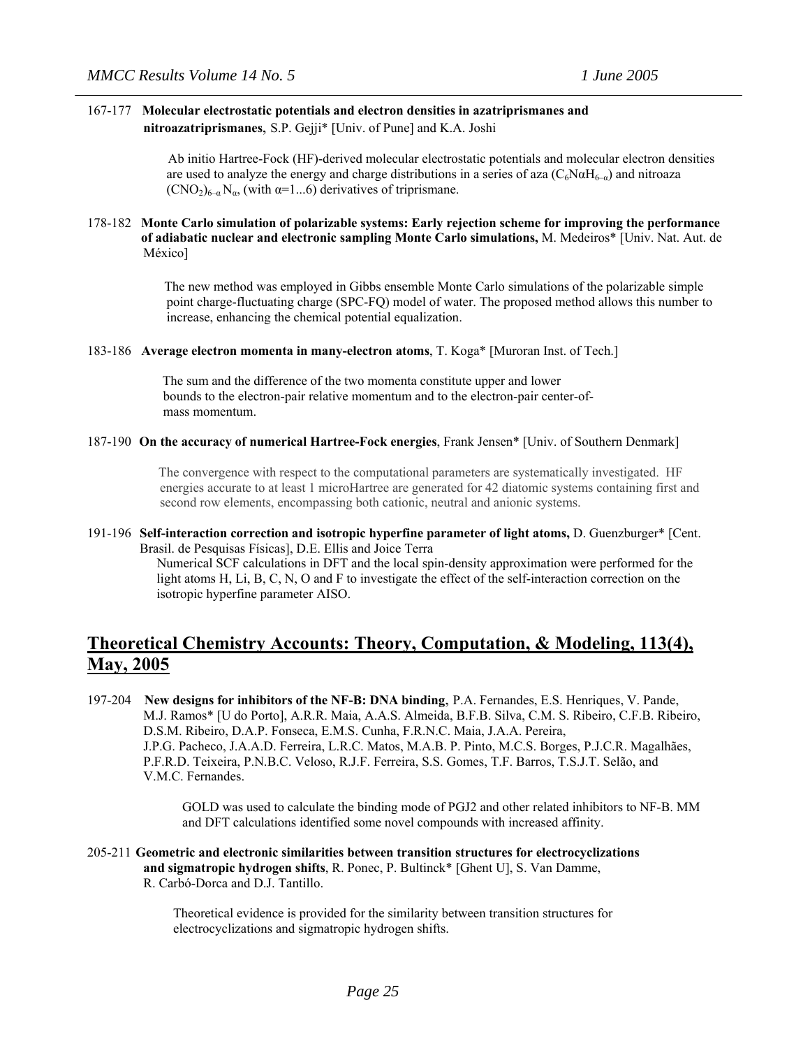167-177 **Molecular electrostatic potentials and electron densities in azatriprismanes and nitroazatriprismanes,** S.P. Gejji* [Univ. of Pune] and K.A. Joshi

Ab initio Hartree-Fock (HF)-derived molecular electrostatic potentials and molecular electron densities are used to analyze the energy and charge distributions in a series of aza ($C_6N\alpha H_{6-\alpha}$) and nitroaza $(CNO_2)_{6-\alpha}N_\alpha$, (with $\alpha$=1...6) derivatives of triprismane.

178-182 **Monte Carlo simulation of polarizable systems: Early rejection scheme for improving the performance of adiabatic nuclear and electronic sampling Monte Carlo simulations,** M. Medeiros* [Univ. Nat. Aut. de México]

The new method was employed in Gibbs ensemble Monte Carlo simulations of the polarizable simple point charge-fluctuating charge (SPC-FQ) model of water. The proposed method allows this number to increase, enhancing the chemical potential equalization.

183-186 **Average electron momenta in many-electron atoms**, T. Koga* [Muroran Inst. of Tech.]

The sum and the difference of the two momenta constitute upper and lower bounds to the electron-pair relative momentum and to the electron-pair center-of-mass momentum.

187-190 **On the accuracy of numerical Hartree-Fock energies**, Frank Jensen* [Univ. of Southern Denmark]

The convergence with respect to the computational parameters are systematically investigated. HF energies accurate to at least 1 microHartree are generated for 42 diatomic systems containing first and second row elements, encompassing both cationic, neutral and anionic systems.

191-196 **Self-interaction correction and isotropic hyperfine parameter of light atoms,** D. Guenzburger* [Cent. Brasil. de Pesquisas Físicas], D.E. Ellis and Joice Terra

Numerical SCF calculations in DFT and the local spin-density approximation were performed for the light atoms H, Li, B, C, N, O and F to investigate the effect of the self-interaction correction on the isotropic hyperfine parameter AISO.

## Theoretical Chemistry Accounts: Theory, Computation, & Modeling, 113(4), May, 2005

197-204 **New designs for inhibitors of the NF-B: DNA binding,** P.A. Fernandes, E.S. Henriques, V. Pande, M.J. Ramos* [U do Porto], A.R.R. Maia, A.A.S. Almeida, B.F.B. Silva, C.M. S. Ribeiro, C.F.B. Ribeiro, D.S.M. Ribeiro, D.A.P. Fonseca, E.M.S. Cunha, F.R.N.C. Maia, J.A.A. Pereira, J.P.G. Pacheco, J.A.A.D. Ferreira, L.R.C. Matos, M.A.B. P. Pinto, M.C.S. Borges, P.J.C.R. Magalhães, P.F.R.D. Teixeira, P.N.B.C. Veloso, R.J.F. Ferreira, S.S. Gomes, T.F. Barros, T.S.J.T. Selão, and V.M.C. Fernandes.

GOLD was used to calculate the binding mode of PGJ2 and other related inhibitors to NF-B. MM and DFT calculations identified some novel compounds with increased affinity.

205-211 **Geometric and electronic similarities between transition structures for electrocyclizations and sigmatropic hydrogen shifts**, R. Ponec, P. Bultinck* [Ghent U], S. Van Damme, R. Carbó-Dorca and D.J. Tantillo.

Theoretical evidence is provided for the similarity between transition structures for electrocyclizations and sigmatropic hydrogen shifts.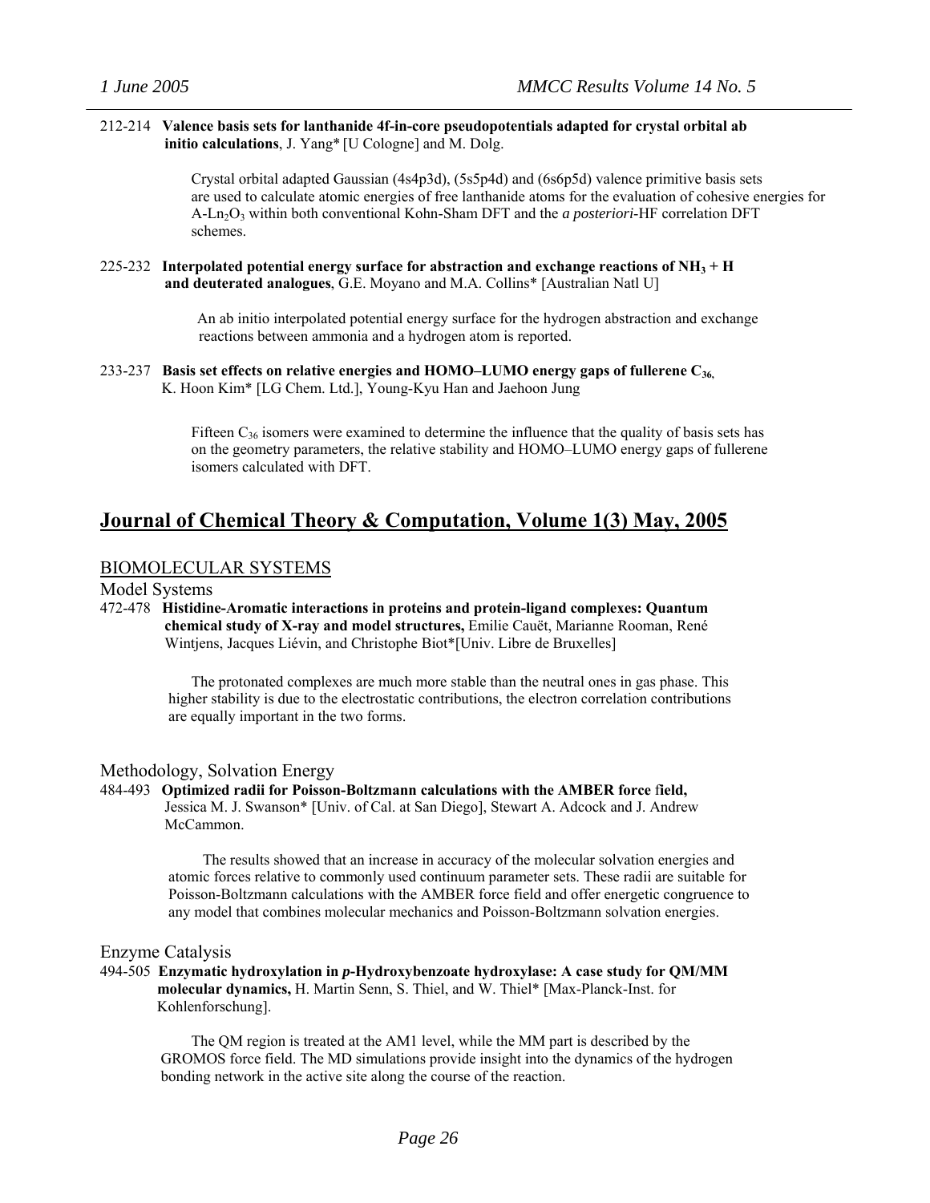212-214 **Valence basis sets for lanthanide 4f-in-core pseudopotentials adapted for crystal orbital ab initio calculations**, J. Yang* [U Cologne] and M. Dolg.

Crystal orbital adapted Gaussian (4s4p3d), (5s5p4d) and (6s6p5d) valence primitive basis sets are used to calculate atomic energies of free lanthanide atoms for the evaluation of cohesive energies for A-$Ln_2O_3$ within both conventional Kohn-Sham DFT and the *a posteriori*-HF correlation DFT schemes.

225-232 **Interpolated potential energy surface for abstraction and exchange reactions of $NH_3$ + H and deuterated analogues**, G.E. Moyano and M.A. Collins* [Australian Natl U]

An ab initio interpolated potential energy surface for the hydrogen abstraction and exchange reactions between ammonia and a hydrogen atom is reported.

233-237 **Basis set effects on relative energies and HOMO–LUMO energy gaps of fullerene $C_{36}$**, K. Hoon Kim* [LG Chem. Ltd.], Young-Kyu Han and Jaehoon Jung

Fifteen $C_{36}$ isomers were examined to determine the influence that the quality of basis sets has on the geometry parameters, the relative stability and HOMO–LUMO energy gaps of fullerene isomers calculated with DFT.

## Journal of Chemical Theory & Computation, Volume 1(3) May, 2005

### BIOMOLECULAR SYSTEMS

#### Model Systems

472-478 **Histidine-Aromatic interactions in proteins and protein-ligand complexes: Quantum chemical study of X-ray and model structures,** Emilie Cauët, Marianne Rooman, René Wintjens, Jacques Liévin, and Christophe Biot*[Univ. Libre de Bruxelles]

The protonated complexes are much more stable than the neutral ones in gas phase. This higher stability is due to the electrostatic contributions, the electron correlation contributions are equally important in the two forms.

#### Methodology, Solvation Energy

484-493 **Optimized radii for Poisson-Boltzmann calculations with the AMBER force field,** Jessica M. J. Swanson* [Univ. of Cal. at San Diego], Stewart A. Adcock and J. Andrew McCammon.

The results showed that an increase in accuracy of the molecular solvation energies and atomic forces relative to commonly used continuum parameter sets. These radii are suitable for Poisson-Boltzmann calculations with the AMBER force field and offer energetic congruence to any model that combines molecular mechanics and Poisson-Boltzmann solvation energies.

#### Enzyme Catalysis

494-505 **Enzymatic hydroxylation in *p*-Hydroxybenzoate hydroxylase: A case study for QM/MM molecular dynamics,** H. Martin Senn, S. Thiel, and W. Thiel* [Max-Planck-Inst. for Kohlenforschung].

The QM region is treated at the AM1 level, while the MM part is described by the GROMOS force field. The MD simulations provide insight into the dynamics of the hydrogen bonding network in the active site along the course of the reaction.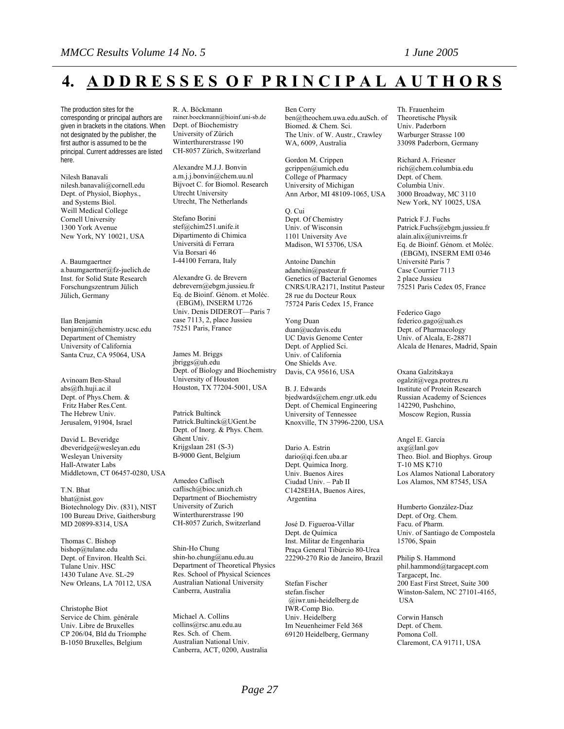# 4. ADDRESSES OF PRINCIPAL AUTHORS

The production sites for the corresponding or principal authors are given in brackets in the citations. When not designated by the publisher, the first author is assumed to be the principal. Current addresses are listed here.

Nilesh Banavali
nilesh.banavali@cornell.edu
Dept. of Physiol, Biophys.,
and Systems Biol.
Weill Medical College
Cornell University
1300 York Avenue
New York, NY 10021, USA

A. Baumgaertner
a.baumgaertner@fz-juelich.de
Inst. for Solid State Research
Forschungszentrum Jülich
Jülich, Germany

Ilan Benjamin
benjamin@chemistry.ucsc.edu
Department of Chemistry
University of California
Santa Cruz, CA 95064, USA

Avinoam Ben-Shaul
abs@fh.huji.ac.il
Dept. of Phys.Chem. &
Fritz Haber Res.Cent.
The Hebrew Univ.
Jerusalem, 91904, Israel

David L. Beveridge
dbeveridge@wesleyan.edu
Wesleyan University
Hall-Atwater Labs
Middletown, CT 06457-0280, USA

T.N. Bhat
bhat@nist.gov
Biotechnology Div. (831), NIST
100 Bureau Drive, Gaithersburg
MD 20899-8314, USA

Thomas C. Bishop
bishop@tulane.edu
Dept. of Environ. Health Sci.
Tulane Univ. HSC
1430 Tulane Ave. SL-29
New Orleans, LA 70112, USA

Christophe Biot
Service de Chim. générale
Univ. Libre de Bruxelles
CP 206/04, Bld du Triomphe
B-1050 Bruxelles, Belgium

R. A. Böckmann
rainer.boeckmann@bioinf.uni-sb.de
Dept. of Biochemistry
University of Zürich
Winterthurerstrasse 190
CH-8057 Zürich, Switzerland

Alexandre M.J.J. Bonvin
a.m.j.j.bonvin@chem.uu.nl
Bijvoet C. for Biomol. Research
Utrecht University
Utrecht, The Netherlands

Stefano Borini
stef@chim251.unife.it
Dipartimento di Chimica
Università di Ferrara
Via Borsari 46
I-44100 Ferrara, Italy

Alexandre G. de Brevern
debrevern@ebgm.jussieu.fr
Eq. de Bioinf. Génom. et Moléc.
(EBGM), INSERM U726
Univ. Denis DIDEROT—Paris 7
case 7113, 2, place Jussieu
75251 Paris, France

James M. Briggs
jbriggs@uh.edu
Dept. of Biology and Biochemistry
University of Houston
Houston, TX 77204-5001, USA

Patrick Bultinck
Patrick.Bultinck@UGent.be
Dept. of Inorg. & Phys. Chem.
Ghent Univ.
Krijgslaan 281 (S-3)
B-9000 Gent, Belgium

Amedeo Caflisch
caflisch@bioc.unizh.ch
Department of Biochemistry
University of Zurich
Winterthurerstrasse 190
CH-8057 Zurich, Switzerland

Shin-Ho Chung
shin-ho.chung@anu.edu.au
Department of Theoretical Physics
Res. School of Physical Sciences
Australian National University
Canberra, Australia

Michael A. Collins
collins@rsc.anu.edu.au
Res. Sch. of Chem.
Australian National Univ.
Canberra, ACT, 0200, Australia

Ben Corry
ben@theochem.uwa.edu.auSch. of Biomed. & Chem. Sci.
The Univ. of W. Austr., Crawley
WA, 6009, Australia

Gordon M. Crippen
gcrippen@umich.edu
College of Pharmacy
University of Michigan
Ann Arbor, MI 48109-1065, USA

Q. Cui
Dept. Of Chemistry
Univ. of Wisconsin
1101 University Ave
Madison, WI 53706, USA

Antoine Danchin
adanchin@pasteur.fr
Genetics of Bacterial Genomes
CNRS/URA2171, Institut Pasteur
28 rue du Docteur Roux
75724 Paris Cedex 15, France

Yong Duan
duan@ucdavis.edu
UC Davis Genome Center
Dept. of Applied Sci.
Univ. of California
One Shields Ave.
Davis, CA 95616, USA

B. J. Edwards
bjedwards@chem.engr.utk.edu
Dept. of Chemical Engineering
University of Tennessee
Knoxville, TN 37996-2200, USA

Dario A. Estrin
dario@qi.fcen.uba.ar
Dept. Quimica Inorg.
Univ. Buenos Aires
Ciudad Univ. – Pab II
C1428EHA, Buenos Aires,
Argentina

José D. Figueroa-Villar
Dept. de Química
Inst. Militar de Engenharia
Praça General Tibúrcio 80-Urca
22290-270 Rio de Janeiro, Brazil

Stefan Fischer
stefan.fischer
@iwr.uni-heidelberg.de
IWR-Comp Bio.
Univ. Heidelberg
Im Neuenheimer Feld 368
69120 Heidelberg, Germany

Th. Frauenheim
Theoretische Physik
Univ. Paderborn
Warburger Strasse 100
33098 Paderborn, Germany

Richard A. Friesner
rich@chem.columbia.edu
Dept. of Chem.
Columbia Univ.
3000 Broadway, MC 3110
New York, NY 10025, USA

Patrick F.J. Fuchs
Patrick.Fuchs@ebgm.jussieu.fr
alain.alix@univreims.fr
Eq. de Bioinf. Génom. et Moléc.
(EBGM), INSERM EMI 0346
Université Paris 7
Case Courrier 7113
2 place Jussieu
75251 Paris Cedex 05, France

Federico Gago
federico.gago@uah.es
Dept. of Pharmacology
Univ. of Alcala, E-28871
Alcala de Henares, Madrid, Spain

Oxana Galzitskaya
ogalzit@vega.protres.ru
Institute of Protein Research
Russian Academy of Sciences
142290, Pushchino,
Moscow Region, Russia

Angel E. García
axg@lanl.gov
Theo. Biol. and Biophys. Group
T-10 MS K710
Los Alamos National Laboratory
Los Alamos, NM 87545, USA

Humberto González-Díaz
Dept. of Org. Chem.
Facu. of Pharm.
Univ. of Santiago de Compostela
15706, Spain

Philip S. Hammond
phil.hammond@targacept.com
Targacept, Inc.
200 East First Street, Suite 300
Winston-Salem, NC 27101-4165,
USA

Corwin Hansch
Dept. of Chem.
Pomona Coll.
Claremont, CA 91711, USA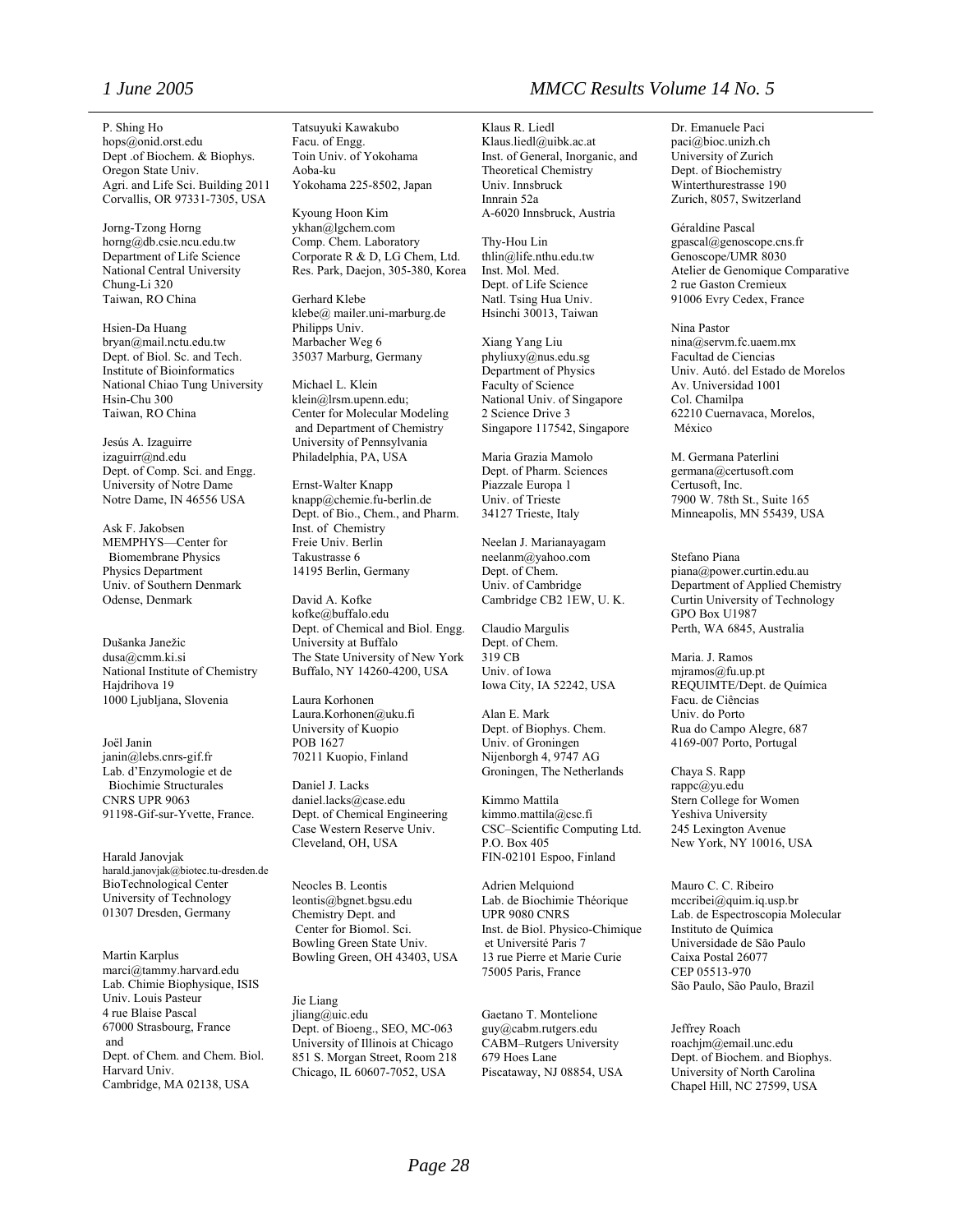P. Shing Ho
hops@onid.orst.edu
Dept .of Biochem. & Biophys.
Oregon State Univ.
Agri. and Life Sci. Building 2011
Corvallis, OR 97331-7305, USA

Jorng-Tzong Horng
horng@db.csie.ncu.edu.tw
Department of Life Science
National Central University
Chung-Li 320
Taiwan, RO China

Hsien-Da Huang
bryan@mail.nctu.edu.tw
Dept. of Biol. Sc. and Tech.
Institute of Bioinformatics
National Chiao Tung University
Hsin-Chu 300
Taiwan, RO China

Jesús A. Izaguirre
izaguirr@nd.edu
Dept. of Comp. Sci. and Engg.
University of Notre Dame
Notre Dame, IN 46556 USA

Ask F. Jakobsen
MEMPHYS—Center for Biomembrane Physics
Physics Department
Univ. of Southern Denmark
Odense, Denmark

Dušanka Janežic
dusa@cmm.ki.si
National Institute of Chemistry
Hajdrihova 19
1000 Ljubljana, Slovenia

Joël Janin
janin@lebs.cnrs-gif.fr
Lab. d'Enzymologie et de Biochimie Structurales
CNRS UPR 9063
91198-Gif-sur-Yvette, France.

Harald Janovjak
harald.janovjak@biotec.tu-dresden.de
BioTechnological Center
University of Technology
01307 Dresden, Germany

Martin Karplus
marci@tammy.harvard.edu
Lab. Chimie Biophysique, ISIS
Univ. Louis Pasteur
4 rue Blaise Pascal
67000 Strasbourg, France
and
Dept. of Chem. and Chem. Biol.
Harvard Univ.
Cambridge, MA 02138, USA

Tatsuyuki Kawakubo
Facu. of Engg.
Toin Univ. of Yokohama
Aoba-ku
Yokohama 225-8502, Japan

Kyoung Hoon Kim
ykhan@lgchem.com
Comp. Chem. Laboratory
Corporate R & D, LG Chem, Ltd.
Res. Park, Daejon, 305-380, Korea

Gerhard Klebe
klebe@ mailer.uni-marburg.de
Philipps Univ.
Marbacher Weg 6
35037 Marburg, Germany

Michael L. Klein
klein@lrsm.upenn.edu;
Center for Molecular Modeling and Department of Chemistry
University of Pennsylvania
Philadelphia, PA, USA

Ernst-Walter Knapp
knapp@chemie.fu-berlin.de
Dept. of Bio., Chem., and Pharm.
Inst. of Chemistry
Freie Univ. Berlin
Takustrasse 6
14195 Berlin, Germany

David A. Kofke
kofke@buffalo.edu
Dept. of Chemical and Biol. Engg.
University at Buffalo
The State University of New York
Buffalo, NY 14260-4200, USA

Laura Korhonen
Laura.Korhonen@uku.fi
University of Kuopio
POB 1627
70211 Kuopio, Finland

Daniel J. Lacks
daniel.lacks@case.edu
Dept. of Chemical Engineering
Case Western Reserve Univ.
Cleveland, OH, USA

Neocles B. Leontis
leontis@bgnet.bgsu.edu
Chemistry Dept. and Center for Biomol. Sci.
Bowling Green State Univ.
Bowling Green, OH 43403, USA

Jie Liang
jliang@uic.edu
Dept. of Bioeng., SEO, MC-063
University of Illinois at Chicago
851 S. Morgan Street, Room 218
Chicago, IL 60607-7052, USA

Klaus R. Liedl
Klaus.liedl@uibk.ac.at
Inst. of General, Inorganic, and Theoretical Chemistry
Univ. Innsbruck
Innrain 52a
A-6020 Innsbruck, Austria

Thy-Hou Lin
thlin@life.nthu.edu.tw
Inst. Mol. Med.
Dept. of Life Science
Natl. Tsing Hua Univ.
Hsinchi 30013, Taiwan

Xiang Yang Liu
phyliuxy@nus.edu.sg
Department of Physics
Faculty of Science
National Univ. of Singapore
2 Science Drive 3
Singapore 117542, Singapore

Maria Grazia Mamolo
Dept. of Pharm. Sciences
Piazzale Europa 1
Univ. of Trieste
34127 Trieste, Italy

Neelan J. Marianayagam
neelanm@yahoo.com
Dept. of Chem.
Univ. of Cambridge
Cambridge CB2 1EW, U. K.

Claudio Margulis
Dept. of Chem.
319 CB
Univ. of Iowa
Iowa City, IA 52242, USA

Alan E. Mark
Dept. of Biophys. Chem.
Univ. of Groningen
Nijenborgh 4, 9747 AG
Groningen, The Netherlands

Kimmo Mattila
kimmo.mattila@csc.fi
CSC–Scientific Computing Ltd.
P.O. Box 405
FIN-02101 Espoo, Finland

Adrien Melquiond
Lab. de Biochimie Théorique
UPR 9080 CNRS
Inst. de Biol. Physico-Chimique et Université Paris 7
13 rue Pierre et Marie Curie
75005 Paris, France

Gaetano T. Montelione
guy@cabm.rutgers.edu
CABM–Rutgers University
679 Hoes Lane
Piscataway, NJ 08854, USA

Dr. Emanuele Paci
paci@bioc.unizh.ch
University of Zurich
Dept. of Biochemistry
Winterthurestrasse 190
Zurich, 8057, Switzerland

Géraldine Pascal
gpascal@genoscope.cns.fr
Genoscope/UMR 8030
Atelier de Genomique Comparative
2 rue Gaston Cremieux
91006 Evry Cedex, France

Nina Pastor
nina@servm.fc.uaem.mx
Facultad de Ciencias
Univ. Autó. del Estado de Morelos
Av. Universidad 1001
Col. Chamilpa
62210 Cuernavaca, Morelos, México

M. Germana Paterlini
germana@certusoft.com
Certusoft, Inc.
7900 W. 78th St., Suite 165
Minneapolis, MN 55439, USA

Stefano Piana
piana@power.curtin.edu.au
Department of Applied Chemistry
Curtin University of Technology
GPO Box U1987
Perth, WA 6845, Australia

Maria. J. Ramos
mjramos@fu.up.pt
REQUIMTE/Dept. de Química
Facu. de Ciências
Univ. do Porto
Rua do Campo Alegre, 687
4169-007 Porto, Portugal

Chaya S. Rapp
rappc@yu.edu
Stern College for Women
Yeshiva University
245 Lexington Avenue
New York, NY 10016, USA

Mauro C. C. Ribeiro
mccribei@quim.iq.usp.br
Lab. de Espectroscopia Molecular
Instituto de Química
Universidade de São Paulo
Caixa Postal 26077
CEP 05513-970
São Paulo, São Paulo, Brazil

Jeffrey Roach
roachjm@email.unc.edu
Dept. of Biochem. and Biophys.
University of North Carolina
Chapel Hill, NC 27599, USA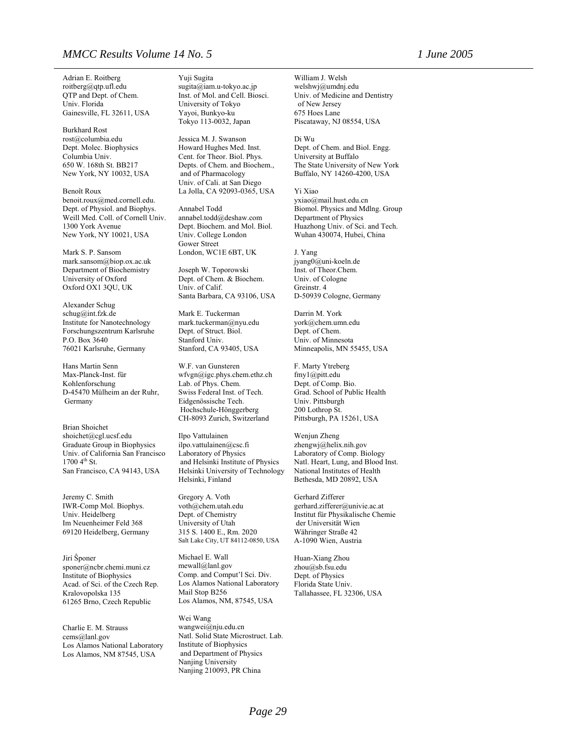Adrian E. Roitberg
roitberg@qtp.ufl.edu
QTP and Dept. of Chem.
Univ. Florida
Gainesville, FL 32611, USA

Burkhard Rost
rost@columbia.edu
Dept. Molec. Biophysics
Columbia Univ.
650 W. 168th St. BB217
New York, NY 10032, USA

Benoît Roux
benoit.roux@med.cornell.edu.
Dept. of Physiol. and Biophys.
Weill Med. Coll. of Cornell Univ.
1300 York Avenue
New York, NY 10021, USA

Mark S. P. Sansom
mark.sansom@biop.ox.ac.uk
Department of Biochemistry
University of Oxford
Oxford OX1 3QU, UK

Alexander Schug
schug@int.fzk.de
Institute for Nanotechnology
Forschungszentrum Karlsruhe
P.O. Box 3640
76021 Karlsruhe, Germany

Hans Martin Senn
Max-Planck-Inst. für
Kohlenforschung
D-45470 Mülheim an der Ruhr,
Germany

Brian Shoichet
shoichet@cgl.ucsf.edu
Graduate Group in Biophysics
Univ. of California San Francisco
1700 4th St.
San Francisco, CA 94143, USA

Jeremy C. Smith
IWR-Comp Mol. Biophys.
Univ. Heidelberg
Im Neuenheimer Feld 368
69120 Heidelberg, Germany

Jiri Ŝponer
sponer@ncbr.chemi.muni.cz
Institute of Biophysics
Acad. of Sci. of the Czech Rep.
Kralovopolska 135
61265 Brno, Czech Republic

Charlie E. M. Strauss
cems@lanl.gov
Los Alamos National Laboratory
Los Alamos, NM 87545, USA

Yuji Sugita
sugita@iam.u-tokyo.ac.jp
Inst. of Mol. and Cell. Biosci.
University of Tokyo
Yayoi, Bunkyo-ku
Tokyo 113-0032, Japan

Jessica M. J. Swanson
Howard Hughes Med. Inst.
Cent. for Theor. Biol. Phys.
Depts. of Chem. and Biochem.,
and of Pharmacology
Univ. of Cali. at San Diego
La Jolla, CA 92093-0365, USA

Annabel Todd
annabel.todd@deshaw.com
Dept. Biochem. and Mol. Biol.
Univ. College London
Gower Street
London, WC1E 6BT, UK

Joseph W. Toporowski
Dept. of Chem. & Biochem.
Univ. of Calif.
Santa Barbara, CA 93106, USA

Mark E. Tuckerman
mark.tuckerman@nyu.edu
Dept. of Struct. Biol.
Stanford Univ.
Stanford, CA 93405, USA

W.F. van Gunsteren
wfvgn@igc.phys.chem.ethz.ch
Lab. of Phys. Chem.
Swiss Federal Inst. of Tech.
Eidgenössische Tech.
Hochschule-Hönggerberg
CH-8093 Zurich, Switzerland

Ilpo Vattulainen
ilpo.vattulainen@csc.fi
Laboratory of Physics
and Helsinki Institute of Physics
Helsinki University of Technology
Helsinki, Finland

Gregory A. Voth
voth@chem.utah.edu
Dept. of Chemistry
University of Utah
315 S. 1400 E., Rm. 2020
Salt Lake City, UT 84112-0850, USA

Michael E. Wall
mewall@lanl.gov
Comp. and Comput'l Sci. Div.
Los Alamos National Laboratory
Mail Stop B256
Los Alamos, NM, 87545, USA

Wei Wang
wangwei@nju.edu.cn
Natl. Solid State Microstruct. Lab.
Institute of Biophysics
and Department of Physics
Nanjing University
Nanjing 210093, PR China

William J. Welsh
welshwj@umdnj.edu
Univ. of Medicine and Dentistry
of New Jersey
675 Hoes Lane
Piscataway, NJ 08554, USA

Di Wu
Dept. of Chem. and Biol. Engg.
University at Buffalo
The State University of New York
Buffalo, NY 14260-4200, USA

Yi Xiao
yxiao@mail.hust.edu.cn
Biomol. Physics and Mdlng. Group
Department of Physics
Huazhong Univ. of Sci. and Tech.
Wuhan 430074, Hubei, China

J. Yang
jyang0@uni-koeln.de
Inst. of Theor.Chem.
Univ. of Cologne
Greinstr. 4
D-50939 Cologne, Germany

Darrin M. York
york@chem.umn.edu
Dept. of Chem.
Univ. of Minnesota
Minneapolis, MN 55455, USA

F. Marty Ytreberg
fmy1@pitt.edu
Dept. of Comp. Bio.
Grad. School of Public Health
Univ. Pittsburgh
200 Lothrop St.
Pittsburgh, PA 15261, USA

Wenjun Zheng
zhengwj@helix.nih.gov
Laboratory of Comp. Biology
Natl. Heart, Lung, and Blood Inst.
National Institutes of Health
Bethesda, MD 20892, USA

Gerhard Zifferer
gerhard.zifferer@univie.ac.at
Institut für Physikalische Chemie
der Universität Wien
Währinger Straße 42
A-1090 Wien, Austria

Huan-Xiang Zhou
zhou@sb.fsu.edu
Dept. of Physics
Florida State Univ.
Tallahassee, FL 32306, USA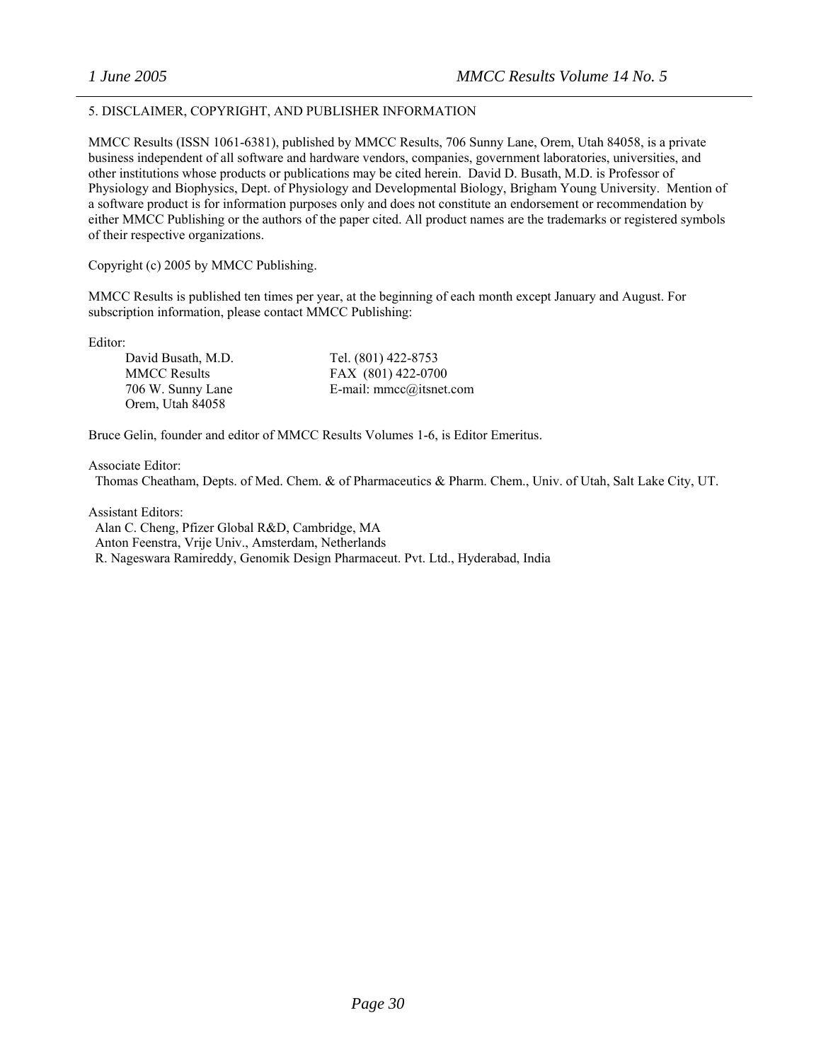## 5. DISCLAIMER, COPYRIGHT, AND PUBLISHER INFORMATION

MMCC Results (ISSN 1061-6381), published by MMCC Results, 706 Sunny Lane, Orem, Utah 84058, is a private business independent of all software and hardware vendors, companies, government laboratories, universities, and other institutions whose products or publications may be cited herein. David D. Busath, M.D. is Professor of Physiology and Biophysics, Dept. of Physiology and Developmental Biology, Brigham Young University. Mention of a software product is for information purposes only and does not constitute an endorsement or recommendation by either MMCC Publishing or the authors of the paper cited. All product names are the trademarks or registered symbols of their respective organizations.

Copyright (c) 2005 by MMCC Publishing.

MMCC Results is published ten times per year, at the beginning of each month except January and August. For subscription information, please contact MMCC Publishing:

Editor:

| | |
|---|---|
| David Busath, M.D. | Tel. (801) 422-8753 |
| MMCC Results | FAX (801) 422-0700 |
| 706 W. Sunny Lane | E-mail: mmcc@itsnet.com |
| Orem, Utah 84058 | |

Bruce Gelin, founder and editor of MMCC Results Volumes 1-6, is Editor Emeritus.

Associate Editor:
Thomas Cheatham, Depts. of Med. Chem. & of Pharmaceutics & Pharm. Chem., Univ. of Utah, Salt Lake City, UT.

Assistant Editors:
Alan C. Cheng, Pfizer Global R&D, Cambridge, MA
Anton Feenstra, Vrije Univ., Amsterdam, Netherlands
R. Nageswara Ramireddy, Genomik Design Pharmaceut. Pvt. Ltd., Hyderabad, India